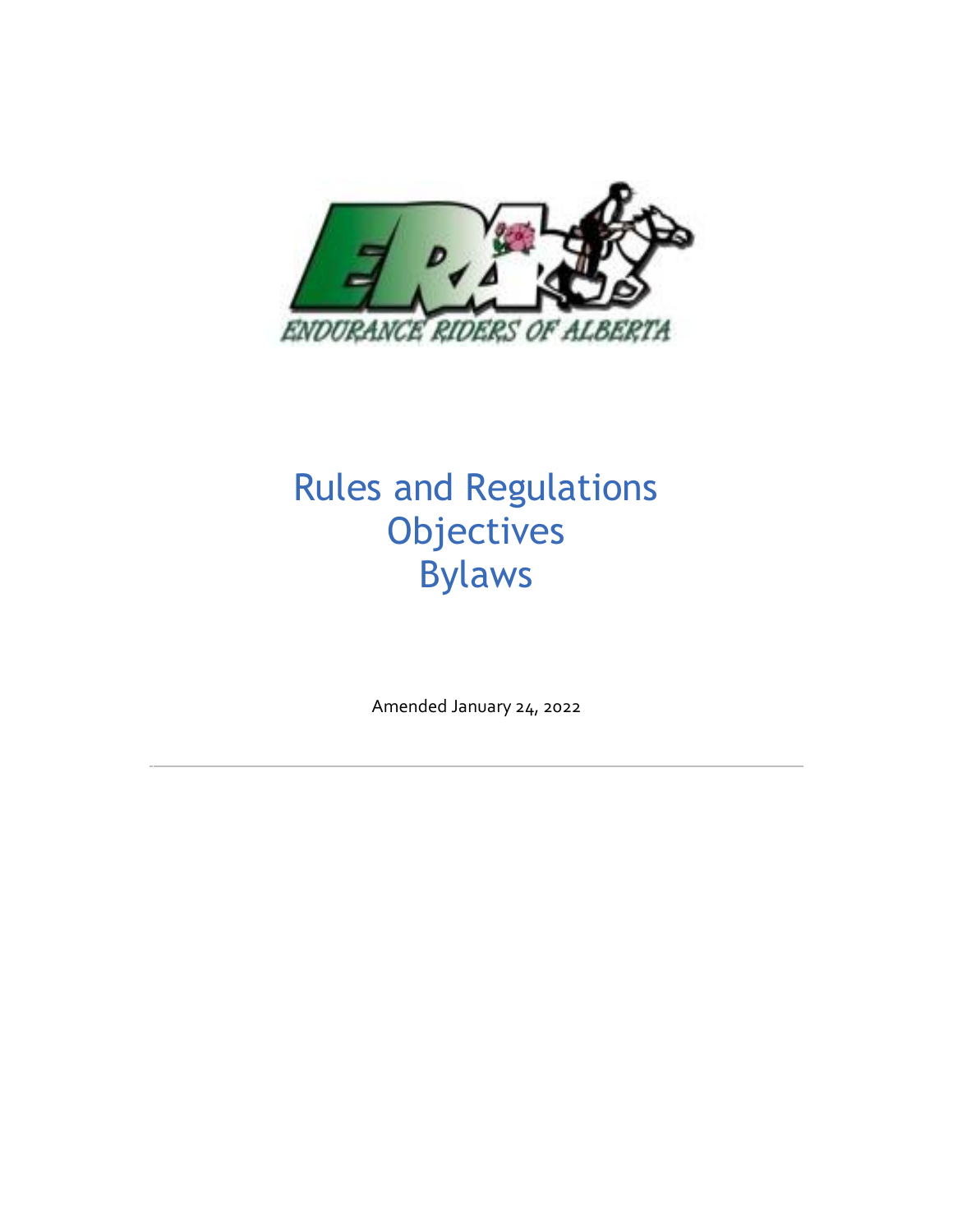ENDURANCE RIDERS OF ALBERTA

# Rules and Regulations
# Objectives
# Bylaws

Amended January 24, 2022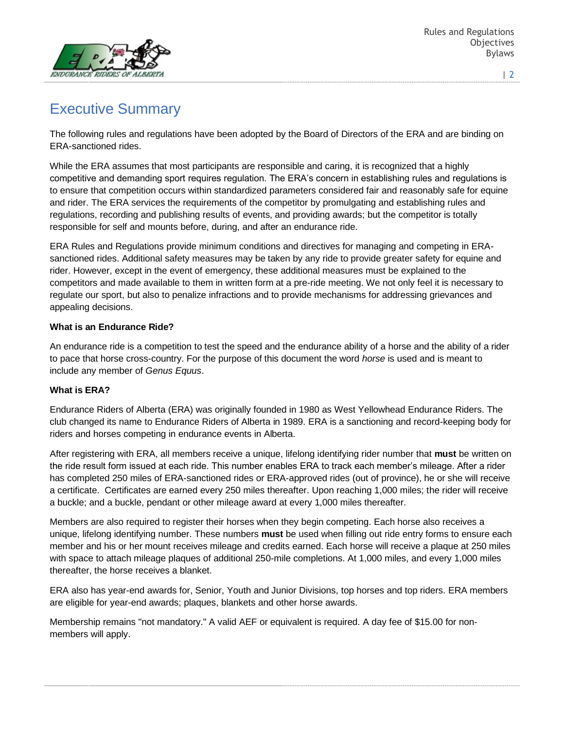# Executive Summary

The following rules and regulations have been adopted by the Board of Directors of the ERA and are binding on ERA-sanctioned rides.

While the ERA assumes that most participants are responsible and caring, it is recognized that a highly competitive and demanding sport requires regulation. The ERA's concern in establishing rules and regulations is to ensure that competition occurs within standardized parameters considered fair and reasonably safe for equine and rider. The ERA services the requirements of the competitor by promulgating and establishing rules and regulations, recording and publishing results of events, and providing awards; but the competitor is totally responsible for self and mounts before, during, and after an endurance ride.

ERA Rules and Regulations provide minimum conditions and directives for managing and competing in ERA-sanctioned rides. Additional safety measures may be taken by any ride to provide greater safety for equine and rider. However, except in the event of emergency, these additional measures must be explained to the competitors and made available to them in written form at a pre-ride meeting. We not only feel it is necessary to regulate our sport, but also to penalize infractions and to provide mechanisms for addressing grievances and appealing decisions.

**What is an Endurance Ride?**

An endurance ride is a competition to test the speed and the endurance ability of a horse and the ability of a rider to pace that horse cross-country. For the purpose of this document the word *horse* is used and is meant to include any member of *Genus Equus*.

**What is ERA?**

Endurance Riders of Alberta (ERA) was originally founded in 1980 as West Yellowhead Endurance Riders. The club changed its name to Endurance Riders of Alberta in 1989. ERA is a sanctioning and record-keeping body for riders and horses competing in endurance events in Alberta.

After registering with ERA, all members receive a unique, lifelong identifying rider number that **must** be written on the ride result form issued at each ride. This number enables ERA to track each member's mileage. After a rider has completed 250 miles of ERA-sanctioned rides or ERA-approved rides (out of province), he or she will receive a certificate. Certificates are earned every 250 miles thereafter. Upon reaching 1,000 miles; the rider will receive a buckle; and a buckle, pendant or other mileage award at every 1,000 miles thereafter.

Members are also required to register their horses when they begin competing. Each horse also receives a unique, lifelong identifying number. These numbers **must** be used when filling out ride entry forms to ensure each member and his or her mount receives mileage and credits earned. Each horse will receive a plaque at 250 miles with space to attach mileage plaques of additional 250-mile completions. At 1,000 miles, and every 1,000 miles thereafter, the horse receives a blanket.

ERA also has year-end awards for, Senior, Youth and Junior Divisions, top horses and top riders. ERA members are eligible for year-end awards; plaques, blankets and other horse awards.

Membership remains "not mandatory." A valid AEF or equivalent is required. A day fee of $15.00 for non-members will apply.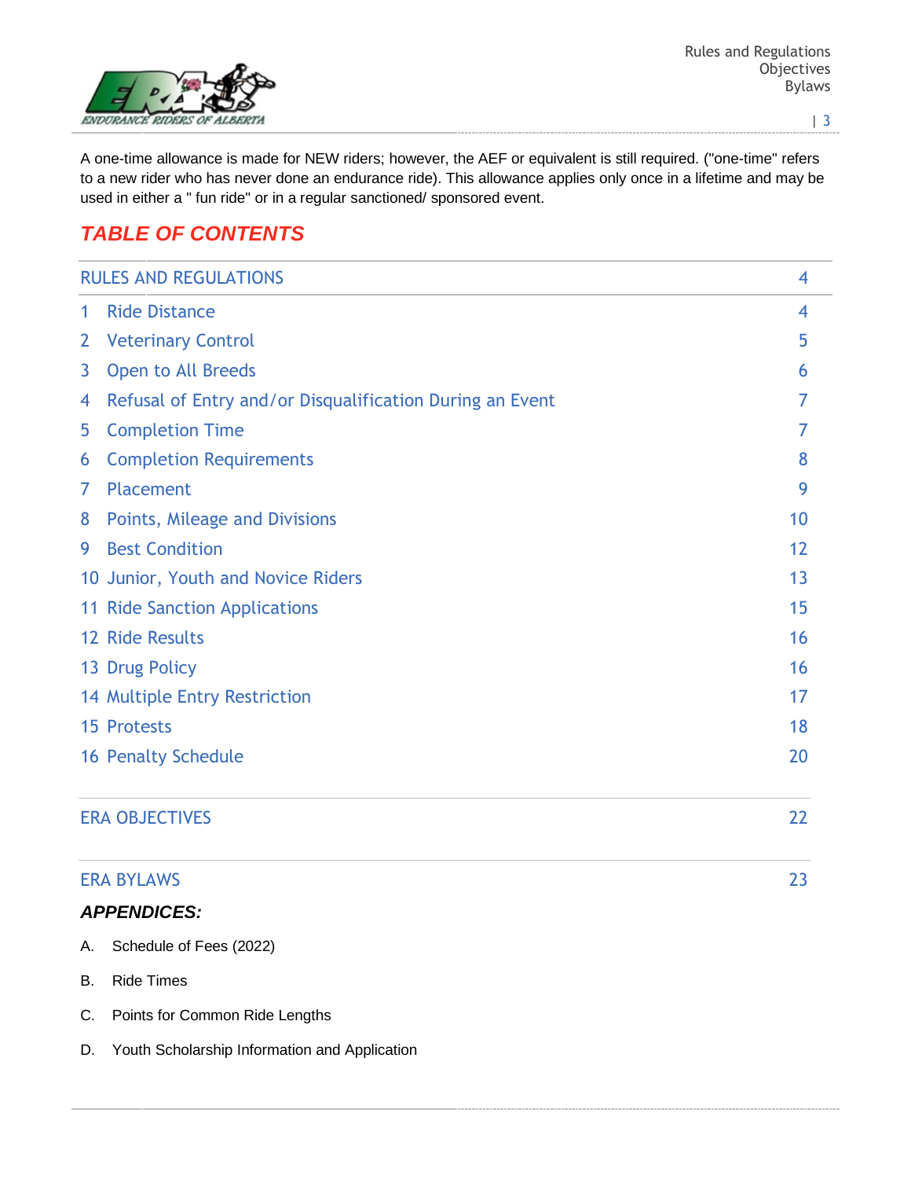A one-time allowance is made for NEW riders; however, the AEF or equivalent is still required. ("one-time" refers to a new rider who has never done an endurance ride). This allowance applies only once in a lifetime and may be used in either a " fun ride" or in a regular sanctioned/ sponsored event.

## TABLE OF CONTENTS

| | |
|---|---|
| RULES AND REGULATIONS | 4 |
| 1 Ride Distance | 4 |
| 2 Veterinary Control | 5 |
| 3 Open to All Breeds | 6 |
| 4 Refusal of Entry and/or Disqualification During an Event | 7 |
| 5 Completion Time | 7 |
| 6 Completion Requirements | 8 |
| 7 Placement | 9 |
| 8 Points, Mileage and Divisions | 10 |
| 9 Best Condition | 12 |
| 10 Junior, Youth and Novice Riders | 13 |
| 11 Ride Sanction Applications | 15 |
| 12 Ride Results | 16 |
| 13 Drug Policy | 16 |
| 14 Multiple Entry Restriction | 17 |
| 15 Protests | 18 |
| 16 Penalty Schedule | 20 |
| ERA OBJECTIVES | 22 |
| ERA BYLAWS | 23 |

***APPENDICES:***

A. Schedule of Fees (2022)

B. Ride Times

C. Points for Common Ride Lengths

D. Youth Scholarship Information and Application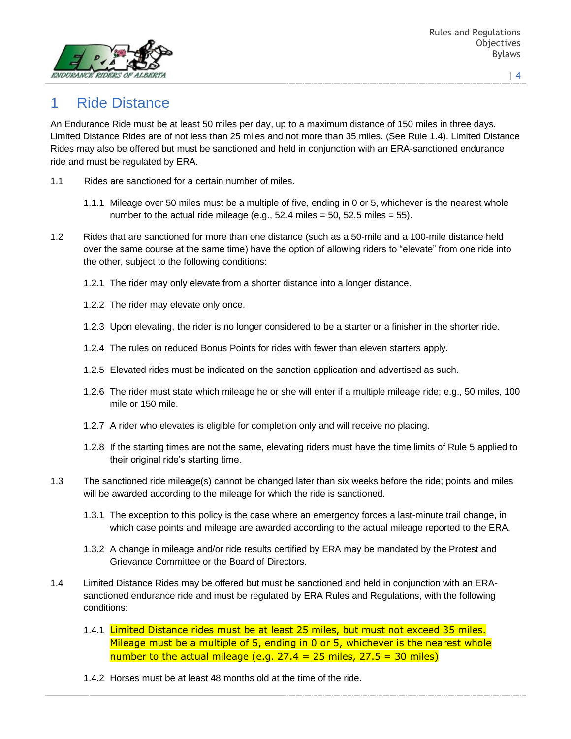# 1 Ride Distance

An Endurance Ride must be at least 50 miles per day, up to a maximum distance of 150 miles in three days. Limited Distance Rides are of not less than 25 miles and not more than 35 miles. (See Rule 1.4). Limited Distance Rides may also be offered but must be sanctioned and held in conjunction with an ERA-sanctioned endurance ride and must be regulated by ERA.

1.1 Rides are sanctioned for a certain number of miles.

1.1.1 Mileage over 50 miles must be a multiple of five, ending in 0 or 5, whichever is the nearest whole number to the actual ride mileage (e.g., 52.4 miles = 50, 52.5 miles = 55).

1.2 Rides that are sanctioned for more than one distance (such as a 50-mile and a 100-mile distance held over the same course at the same time) have the option of allowing riders to "elevate" from one ride into the other, subject to the following conditions:

1.2.1 The rider may only elevate from a shorter distance into a longer distance.

1.2.2 The rider may elevate only once.

1.2.3 Upon elevating, the rider is no longer considered to be a starter or a finisher in the shorter ride.

1.2.4 The rules on reduced Bonus Points for rides with fewer than eleven starters apply.

1.2.5 Elevated rides must be indicated on the sanction application and advertised as such.

1.2.6 The rider must state which mileage he or she will enter if a multiple mileage ride; e.g., 50 miles, 100 mile or 150 mile.

1.2.7 A rider who elevates is eligible for completion only and will receive no placing.

1.2.8 If the starting times are not the same, elevating riders must have the time limits of Rule 5 applied to their original ride's starting time.

1.3 The sanctioned ride mileage(s) cannot be changed later than six weeks before the ride; points and miles will be awarded according to the mileage for which the ride is sanctioned.

1.3.1 The exception to this policy is the case where an emergency forces a last-minute trail change, in which case points and mileage are awarded according to the actual mileage reported to the ERA.

1.3.2 A change in mileage and/or ride results certified by ERA may be mandated by the Protest and Grievance Committee or the Board of Directors.

1.4 Limited Distance Rides may be offered but must be sanctioned and held in conjunction with an ERA-sanctioned endurance ride and must be regulated by ERA Rules and Regulations, with the following conditions:

1.4.1 Limited Distance rides must be at least 25 miles, but must not exceed 35 miles. Mileage must be a multiple of 5, ending in 0 or 5, whichever is the nearest whole number to the actual mileage (e.g. 27.4 = 25 miles, 27.5 = 30 miles)

1.4.2 Horses must be at least 48 months old at the time of the ride.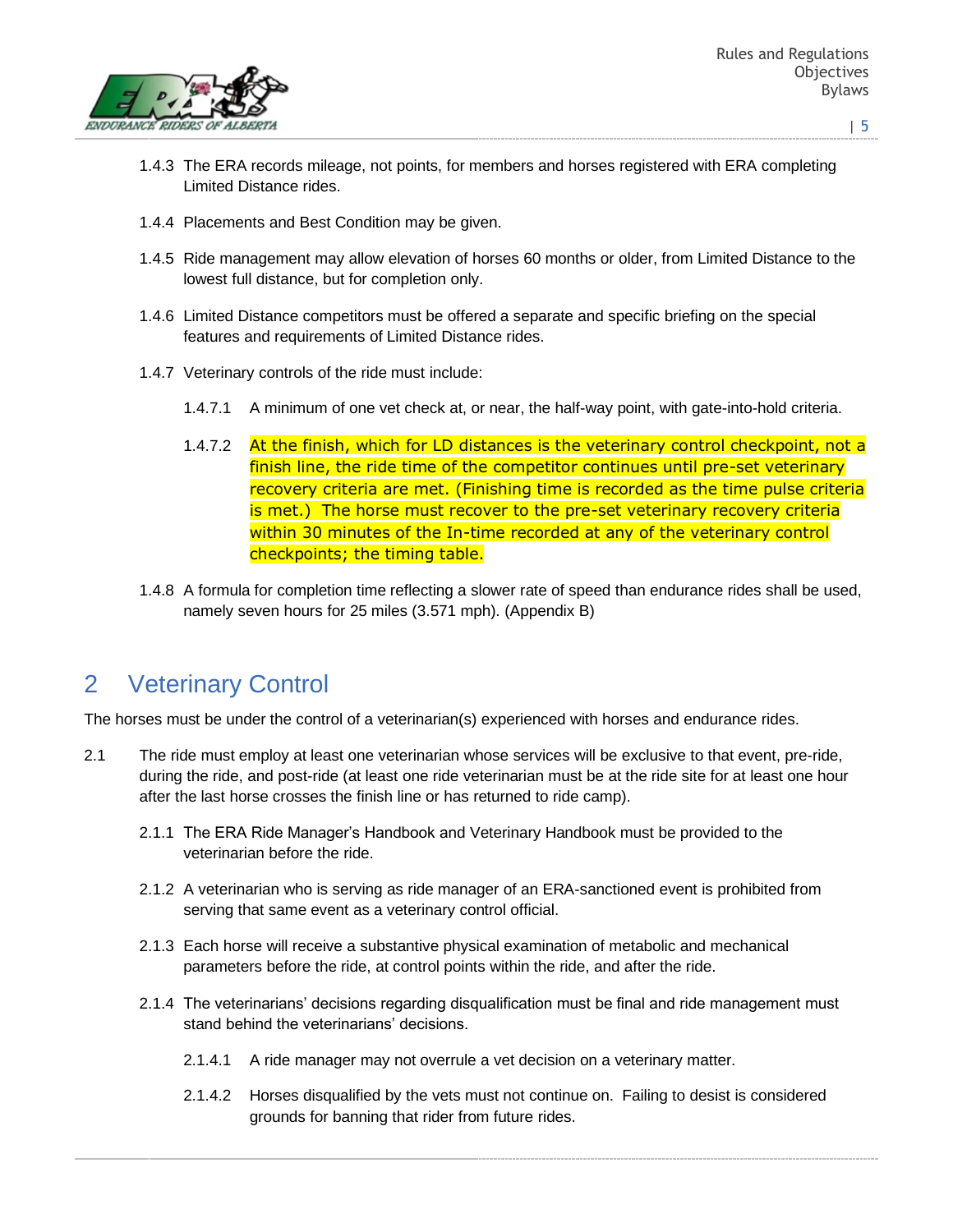1.4.3 The ERA records mileage, not points, for members and horses registered with ERA completing Limited Distance rides.

1.4.4 Placements and Best Condition may be given.

1.4.5 Ride management may allow elevation of horses 60 months or older, from Limited Distance to the lowest full distance, but for completion only.

1.4.6 Limited Distance competitors must be offered a separate and specific briefing on the special features and requirements of Limited Distance rides.

1.4.7 Veterinary controls of the ride must include:

1.4.7.1 A minimum of one vet check at, or near, the half-way point, with gate-into-hold criteria.

1.4.7.2 At the finish, which for LD distances is the veterinary control checkpoint, not a finish line, the ride time of the competitor continues until pre-set veterinary recovery criteria are met. (Finishing time is recorded as the time pulse criteria is met.) The horse must recover to the pre-set veterinary recovery criteria within 30 minutes of the In-time recorded at any of the veterinary control checkpoints; the timing table.

1.4.8 A formula for completion time reflecting a slower rate of speed than endurance rides shall be used, namely seven hours for 25 miles (3.571 mph). (Appendix B)

# 2 Veterinary Control

The horses must be under the control of a veterinarian(s) experienced with horses and endurance rides.

2.1 The ride must employ at least one veterinarian whose services will be exclusive to that event, pre-ride, during the ride, and post-ride (at least one ride veterinarian must be at the ride site for at least one hour after the last horse crosses the finish line or has returned to ride camp).

2.1.1 The ERA Ride Manager's Handbook and Veterinary Handbook must be provided to the veterinarian before the ride.

2.1.2 A veterinarian who is serving as ride manager of an ERA-sanctioned event is prohibited from serving that same event as a veterinary control official.

2.1.3 Each horse will receive a substantive physical examination of metabolic and mechanical parameters before the ride, at control points within the ride, and after the ride.

2.1.4 The veterinarians' decisions regarding disqualification must be final and ride management must stand behind the veterinarians' decisions.

2.1.4.1 A ride manager may not overrule a vet decision on a veterinary matter.

2.1.4.2 Horses disqualified by the vets must not continue on. Failing to desist is considered grounds for banning that rider from future rides.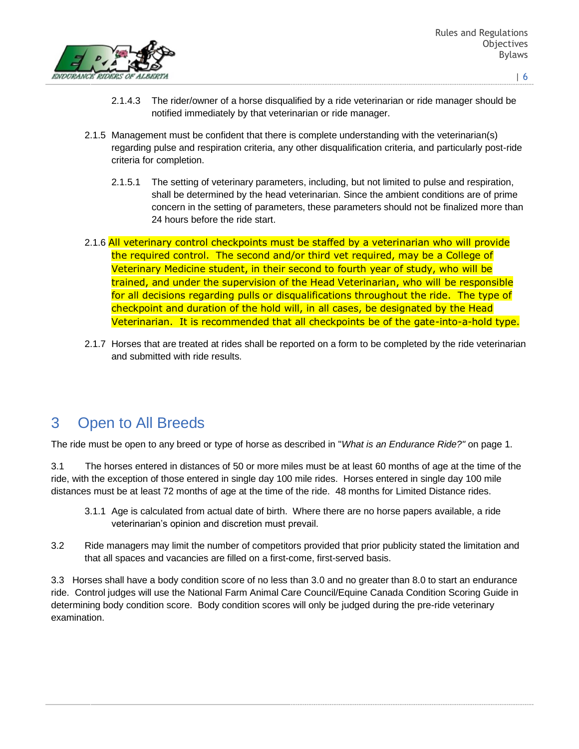2.1.4.3 The rider/owner of a horse disqualified by a ride veterinarian or ride manager should be notified immediately by that veterinarian or ride manager.

2.1.5 Management must be confident that there is complete understanding with the veterinarian(s) regarding pulse and respiration criteria, any other disqualification criteria, and particularly post-ride criteria for completion.

2.1.5.1 The setting of veterinary parameters, including, but not limited to pulse and respiration, shall be determined by the head veterinarian. Since the ambient conditions are of prime concern in the setting of parameters, these parameters should not be finalized more than 24 hours before the ride start.

2.1.6 All veterinary control checkpoints must be staffed by a veterinarian who will provide the required control. The second and/or third vet required, may be a College of Veterinary Medicine student, in their second to fourth year of study, who will be trained, and under the supervision of the Head Veterinarian, who will be responsible for all decisions regarding pulls or disqualifications throughout the ride. The type of checkpoint and duration of the hold will, in all cases, be designated by the Head Veterinarian. It is recommended that all checkpoints be of the gate-into-a-hold type.

2.1.7 Horses that are treated at rides shall be reported on a form to be completed by the ride veterinarian and submitted with ride results.

# 3 Open to All Breeds

The ride must be open to any breed or type of horse as described in "*What is an Endurance Ride?"* on page 1.

3.1 The horses entered in distances of 50 or more miles must be at least 60 months of age at the time of the ride, with the exception of those entered in single day 100 mile rides. Horses entered in single day 100 mile distances must be at least 72 months of age at the time of the ride. 48 months for Limited Distance rides.

3.1.1 Age is calculated from actual date of birth. Where there are no horse papers available, a ride veterinarian's opinion and discretion must prevail.

3.2 Ride managers may limit the number of competitors provided that prior publicity stated the limitation and that all spaces and vacancies are filled on a first-come, first-served basis.

3.3 Horses shall have a body condition score of no less than 3.0 and no greater than 8.0 to start an endurance ride. Control judges will use the National Farm Animal Care Council/Equine Canada Condition Scoring Guide in determining body condition score. Body condition scores will only be judged during the pre-ride veterinary examination.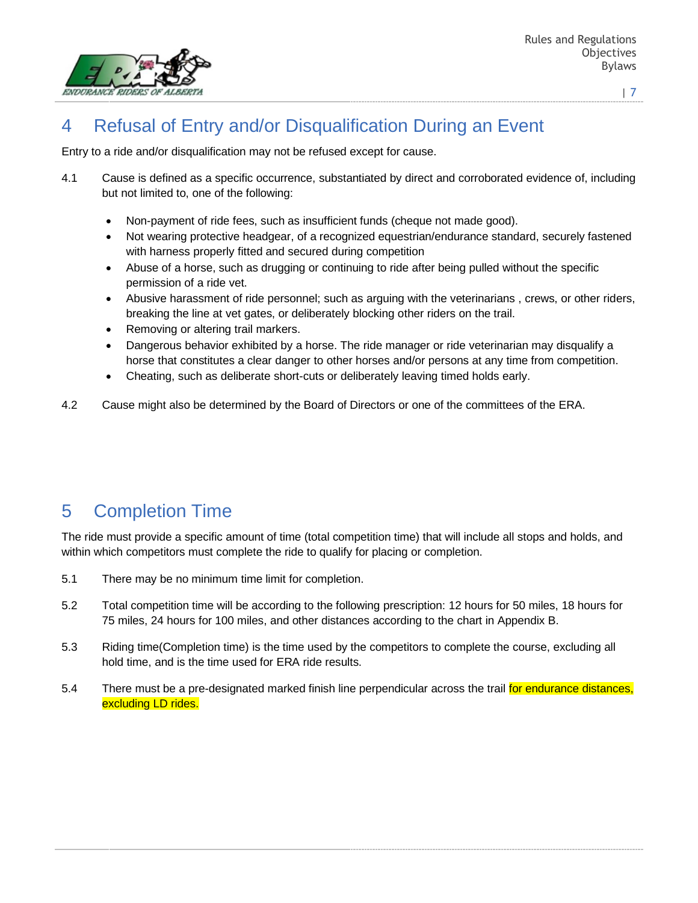# 4 Refusal of Entry and/or Disqualification During an Event

Entry to a ride and/or disqualification may not be refused except for cause.

4.1 Cause is defined as a specific occurrence, substantiated by direct and corroborated evidence of, including but not limited to, one of the following:

- Non-payment of ride fees, such as insufficient funds (cheque not made good).
- Not wearing protective headgear, of a recognized equestrian/endurance standard, securely fastened with harness properly fitted and secured during competition
- Abuse of a horse, such as drugging or continuing to ride after being pulled without the specific permission of a ride vet.
- Abusive harassment of ride personnel; such as arguing with the veterinarians , crews, or other riders, breaking the line at vet gates, or deliberately blocking other riders on the trail.
- Removing or altering trail markers.
- Dangerous behavior exhibited by a horse. The ride manager or ride veterinarian may disqualify a horse that constitutes a clear danger to other horses and/or persons at any time from competition.
- Cheating, such as deliberate short-cuts or deliberately leaving timed holds early.

4.2 Cause might also be determined by the Board of Directors or one of the committees of the ERA.

# 5 Completion Time

The ride must provide a specific amount of time (total competition time) that will include all stops and holds, and within which competitors must complete the ride to qualify for placing or completion.

5.1 There may be no minimum time limit for completion.

5.2 Total competition time will be according to the following prescription: 12 hours for 50 miles, 18 hours for 75 miles, 24 hours for 100 miles, and other distances according to the chart in Appendix B.

5.3 Riding time(Completion time) is the time used by the competitors to complete the course, excluding all hold time, and is the time used for ERA ride results.

5.4 There must be a pre-designated marked finish line perpendicular across the trail for endurance distances, excluding LD rides.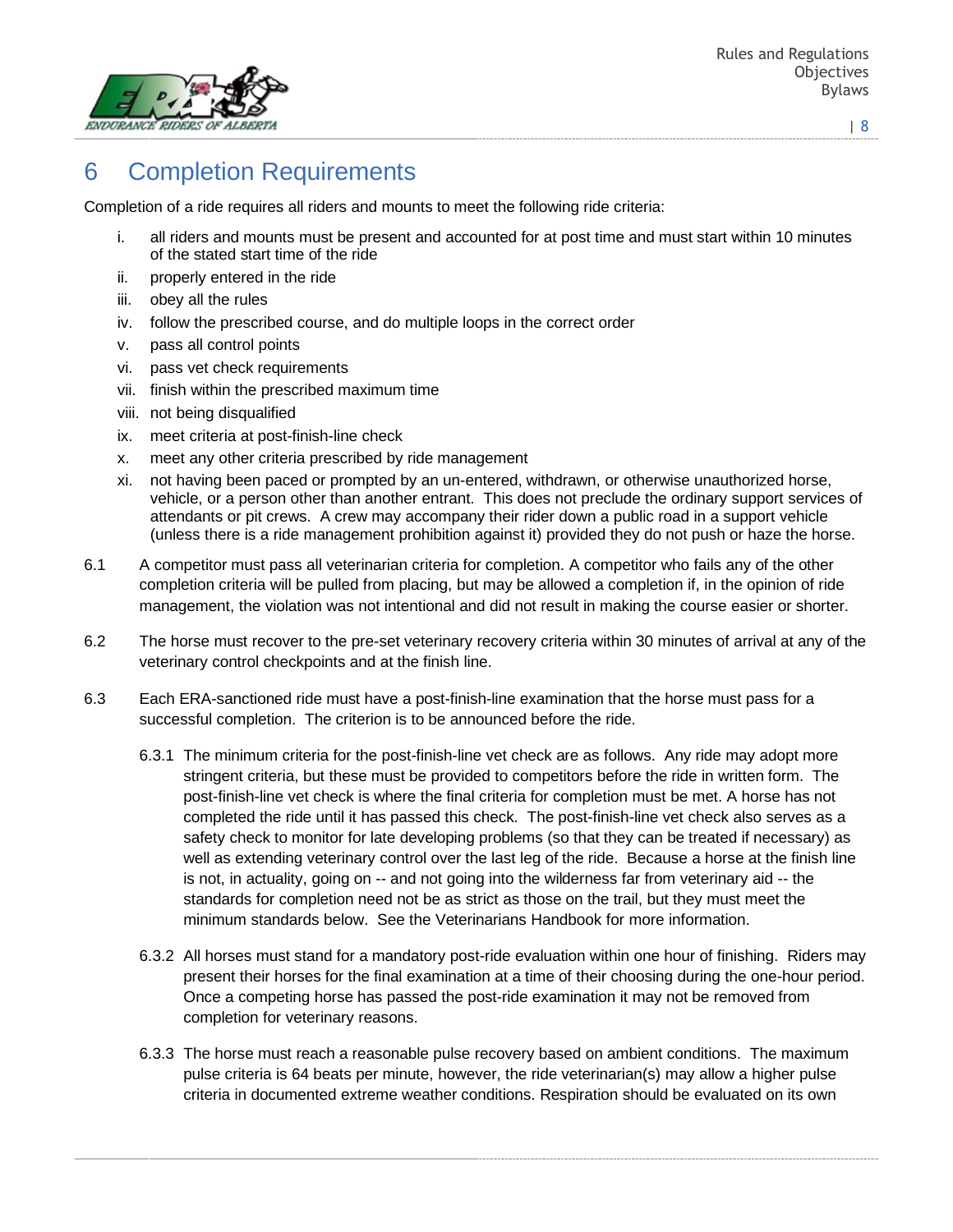# 6 Completion Requirements

Completion of a ride requires all riders and mounts to meet the following ride criteria:

i. all riders and mounts must be present and accounted for at post time and must start within 10 minutes of the stated start time of the ride
ii. properly entered in the ride
iii. obey all the rules
iv. follow the prescribed course, and do multiple loops in the correct order
v. pass all control points
vi. pass vet check requirements
vii. finish within the prescribed maximum time
viii. not being disqualified
ix. meet criteria at post-finish-line check
x. meet any other criteria prescribed by ride management
xi. not having been paced or prompted by an un-entered, withdrawn, or otherwise unauthorized horse, vehicle, or a person other than another entrant. This does not preclude the ordinary support services of attendants or pit crews. A crew may accompany their rider down a public road in a support vehicle (unless there is a ride management prohibition against it) provided they do not push or haze the horse.

6.1 A competitor must pass all veterinarian criteria for completion. A competitor who fails any of the other completion criteria will be pulled from placing, but may be allowed a completion if, in the opinion of ride management, the violation was not intentional and did not result in making the course easier or shorter.

6.2 The horse must recover to the pre-set veterinary recovery criteria within 30 minutes of arrival at any of the veterinary control checkpoints and at the finish line.

6.3 Each ERA-sanctioned ride must have a post-finish-line examination that the horse must pass for a successful completion. The criterion is to be announced before the ride.

6.3.1 The minimum criteria for the post-finish-line vet check are as follows. Any ride may adopt more stringent criteria, but these must be provided to competitors before the ride in written form. The post-finish-line vet check is where the final criteria for completion must be met. A horse has not completed the ride until it has passed this check. The post-finish-line vet check also serves as a safety check to monitor for late developing problems (so that they can be treated if necessary) as well as extending veterinary control over the last leg of the ride. Because a horse at the finish line is not, in actuality, going on -- and not going into the wilderness far from veterinary aid -- the standards for completion need not be as strict as those on the trail, but they must meet the minimum standards below. See the Veterinarians Handbook for more information.

6.3.2 All horses must stand for a mandatory post-ride evaluation within one hour of finishing. Riders may present their horses for the final examination at a time of their choosing during the one-hour period. Once a competing horse has passed the post-ride examination it may not be removed from completion for veterinary reasons.

6.3.3 The horse must reach a reasonable pulse recovery based on ambient conditions. The maximum pulse criteria is 64 beats per minute, however, the ride veterinarian(s) may allow a higher pulse criteria in documented extreme weather conditions. Respiration should be evaluated on its own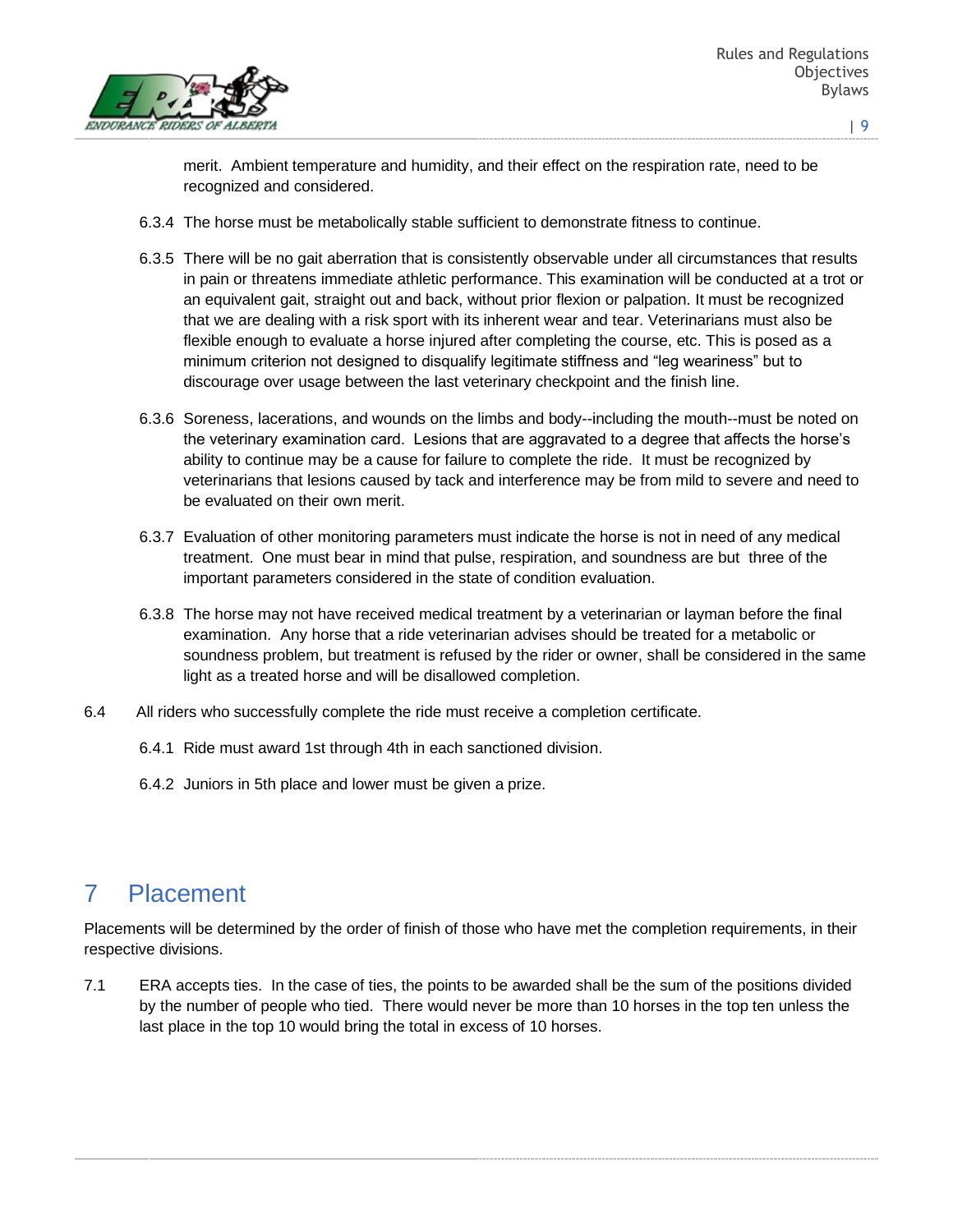merit. Ambient temperature and humidity, and their effect on the respiration rate, need to be recognized and considered.

6.3.4 The horse must be metabolically stable sufficient to demonstrate fitness to continue.

6.3.5 There will be no gait aberration that is consistently observable under all circumstances that results in pain or threatens immediate athletic performance. This examination will be conducted at a trot or an equivalent gait, straight out and back, without prior flexion or palpation. It must be recognized that we are dealing with a risk sport with its inherent wear and tear. Veterinarians must also be flexible enough to evaluate a horse injured after completing the course, etc. This is posed as a minimum criterion not designed to disqualify legitimate stiffness and "leg weariness" but to discourage over usage between the last veterinary checkpoint and the finish line.

6.3.6 Soreness, lacerations, and wounds on the limbs and body--including the mouth--must be noted on the veterinary examination card. Lesions that are aggravated to a degree that affects the horse's ability to continue may be a cause for failure to complete the ride. It must be recognized by veterinarians that lesions caused by tack and interference may be from mild to severe and need to be evaluated on their own merit.

6.3.7 Evaluation of other monitoring parameters must indicate the horse is not in need of any medical treatment. One must bear in mind that pulse, respiration, and soundness are but three of the important parameters considered in the state of condition evaluation.

6.3.8 The horse may not have received medical treatment by a veterinarian or layman before the final examination. Any horse that a ride veterinarian advises should be treated for a metabolic or soundness problem, but treatment is refused by the rider or owner, shall be considered in the same light as a treated horse and will be disallowed completion.

6.4 All riders who successfully complete the ride must receive a completion certificate.

6.4.1 Ride must award 1st through 4th in each sanctioned division.

6.4.2 Juniors in 5th place and lower must be given a prize.

# 7 Placement

Placements will be determined by the order of finish of those who have met the completion requirements, in their respective divisions.

7.1 ERA accepts ties. In the case of ties, the points to be awarded shall be the sum of the positions divided by the number of people who tied. There would never be more than 10 horses in the top ten unless the last place in the top 10 would bring the total in excess of 10 horses.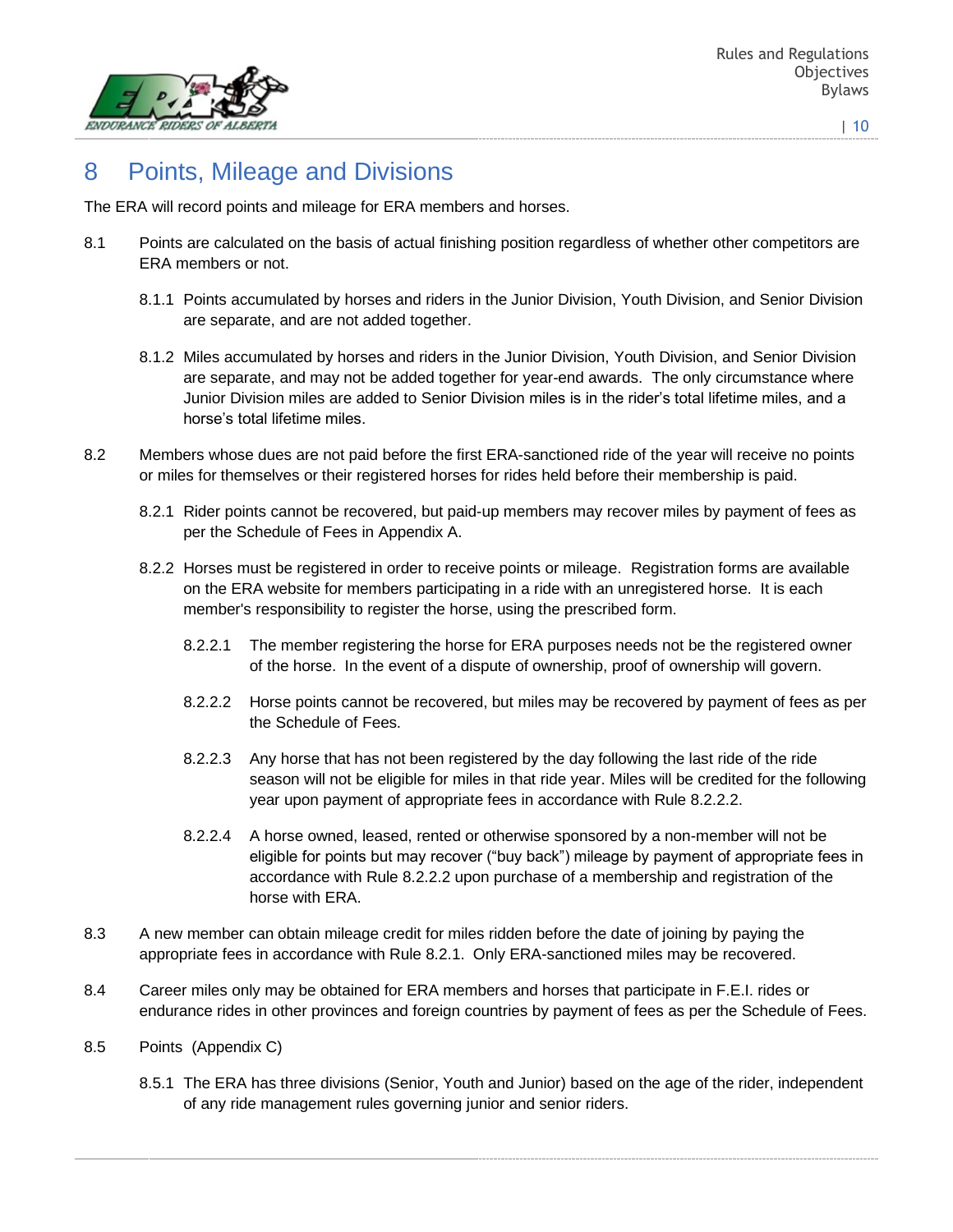# 8 Points, Mileage and Divisions

The ERA will record points and mileage for ERA members and horses.

8.1 Points are calculated on the basis of actual finishing position regardless of whether other competitors are ERA members or not.

8.1.1 Points accumulated by horses and riders in the Junior Division, Youth Division, and Senior Division are separate, and are not added together.

8.1.2 Miles accumulated by horses and riders in the Junior Division, Youth Division, and Senior Division are separate, and may not be added together for year-end awards. The only circumstance where Junior Division miles are added to Senior Division miles is in the rider's total lifetime miles, and a horse's total lifetime miles.

8.2 Members whose dues are not paid before the first ERA-sanctioned ride of the year will receive no points or miles for themselves or their registered horses for rides held before their membership is paid.

8.2.1 Rider points cannot be recovered, but paid-up members may recover miles by payment of fees as per the Schedule of Fees in Appendix A.

8.2.2 Horses must be registered in order to receive points or mileage. Registration forms are available on the ERA website for members participating in a ride with an unregistered horse. It is each member's responsibility to register the horse, using the prescribed form.

8.2.2.1 The member registering the horse for ERA purposes needs not be the registered owner of the horse. In the event of a dispute of ownership, proof of ownership will govern.

8.2.2.2 Horse points cannot be recovered, but miles may be recovered by payment of fees as per the Schedule of Fees.

8.2.2.3 Any horse that has not been registered by the day following the last ride of the ride season will not be eligible for miles in that ride year. Miles will be credited for the following year upon payment of appropriate fees in accordance with Rule 8.2.2.2.

8.2.2.4 A horse owned, leased, rented or otherwise sponsored by a non-member will not be eligible for points but may recover ("buy back") mileage by payment of appropriate fees in accordance with Rule 8.2.2.2 upon purchase of a membership and registration of the horse with ERA.

8.3 A new member can obtain mileage credit for miles ridden before the date of joining by paying the appropriate fees in accordance with Rule 8.2.1. Only ERA-sanctioned miles may be recovered.

8.4 Career miles only may be obtained for ERA members and horses that participate in F.E.I. rides or endurance rides in other provinces and foreign countries by payment of fees as per the Schedule of Fees.

8.5 Points (Appendix C)

8.5.1 The ERA has three divisions (Senior, Youth and Junior) based on the age of the rider, independent of any ride management rules governing junior and senior riders.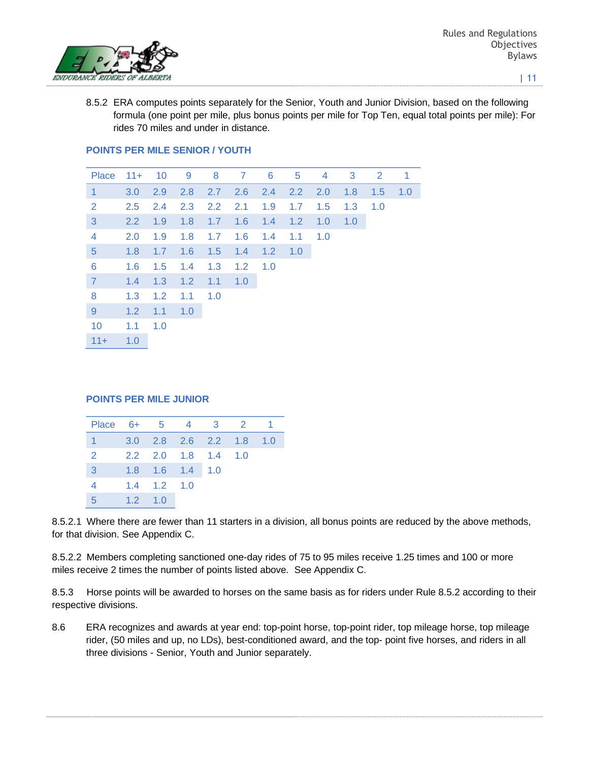8.5.2 ERA computes points separately for the Senior, Youth and Junior Division, based on the following formula (one point per mile, plus bonus points per mile for Top Ten, equal total points per mile): For rides 70 miles and under in distance.

### POINTS PER MILE SENIOR / YOUTH

| Place | 11+ | 10 | 9 | 8 | 7 | 6 | 5 | 4 | 3 | 2 | 1 |
|---|---|---|---|---|---|---|---|---|---|---|---|
| 1 | 3.0 | 2.9 | 2.8 | 2.7 | 2.6 | 2.4 | 2.2 | 2.0 | 1.8 | 1.5 | 1.0 |
| 2 | 2.5 | 2.4 | 2.3 | 2.2 | 2.1 | 1.9 | 1.7 | 1.5 | 1.3 | 1.0 | |
| 3 | 2.2 | 1.9 | 1.8 | 1.7 | 1.6 | 1.4 | 1.2 | 1.0 | 1.0 | | |
| 4 | 2.0 | 1.9 | 1.8 | 1.7 | 1.6 | 1.4 | 1.1 | 1.0 | | | |
| 5 | 1.8 | 1.7 | 1.6 | 1.5 | 1.4 | 1.2 | 1.0 | | | | |
| 6 | 1.6 | 1.5 | 1.4 | 1.3 | 1.2 | 1.0 | | | | | |
| 7 | 1.4 | 1.3 | 1.2 | 1.1 | 1.0 | | | | | | |
| 8 | 1.3 | 1.2 | 1.1 | 1.0 | | | | | | | |
| 9 | 1.2 | 1.1 | 1.0 | | | | | | | | |
| 10 | 1.1 | 1.0 | | | | | | | | | |
| 11+ | 1.0 | | | | | | | | | | |

### POINTS PER MILE JUNIOR

| Place | 6+ | 5 | 4 | 3 | 2 | 1 |
|---|---|---|---|---|---|---|
| 1 | 3.0 | 2.8 | 2.6 | 2.2 | 1.8 | 1.0 |
| 2 | 2.2 | 2.0 | 1.8 | 1.4 | 1.0 | |
| 3 | 1.8 | 1.6 | 1.4 | 1.0 | | |
| 4 | 1.4 | 1.2 | 1.0 | | | |
| 5 | 1.2 | 1.0 | | | | |

8.5.2.1 Where there are fewer than 11 starters in a division, all bonus points are reduced by the above methods, for that division. See Appendix C.

8.5.2.2 Members completing sanctioned one-day rides of 75 to 95 miles receive 1.25 times and 100 or more miles receive 2 times the number of points listed above. See Appendix C.

8.5.3 Horse points will be awarded to horses on the same basis as for riders under Rule 8.5.2 according to their respective divisions.

8.6 ERA recognizes and awards at year end: top-point horse, top-point rider, top mileage horse, top mileage rider, (50 miles and up, no LDs), best-conditioned award, and the top- point five horses, and riders in all three divisions - Senior, Youth and Junior separately.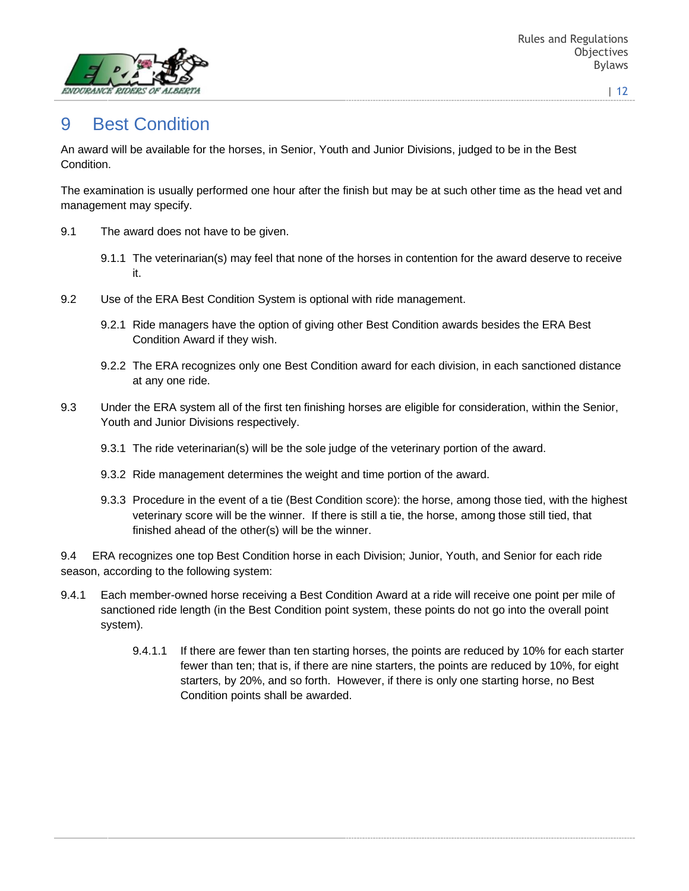# 9 Best Condition

An award will be available for the horses, in Senior, Youth and Junior Divisions, judged to be in the Best Condition.

The examination is usually performed one hour after the finish but may be at such other time as the head vet and management may specify.

9.1 The award does not have to be given.

9.1.1 The veterinarian(s) may feel that none of the horses in contention for the award deserve to receive it.

9.2 Use of the ERA Best Condition System is optional with ride management.

9.2.1 Ride managers have the option of giving other Best Condition awards besides the ERA Best Condition Award if they wish.

9.2.2 The ERA recognizes only one Best Condition award for each division, in each sanctioned distance at any one ride.

9.3 Under the ERA system all of the first ten finishing horses are eligible for consideration, within the Senior, Youth and Junior Divisions respectively.

9.3.1 The ride veterinarian(s) will be the sole judge of the veterinary portion of the award.

9.3.2 Ride management determines the weight and time portion of the award.

9.3.3 Procedure in the event of a tie (Best Condition score): the horse, among those tied, with the highest veterinary score will be the winner. If there is still a tie, the horse, among those still tied, that finished ahead of the other(s) will be the winner.

9.4 ERA recognizes one top Best Condition horse in each Division; Junior, Youth, and Senior for each ride season, according to the following system:

9.4.1 Each member-owned horse receiving a Best Condition Award at a ride will receive one point per mile of sanctioned ride length (in the Best Condition point system, these points do not go into the overall point system).

9.4.1.1 If there are fewer than ten starting horses, the points are reduced by 10% for each starter fewer than ten; that is, if there are nine starters, the points are reduced by 10%, for eight starters, by 20%, and so forth. However, if there is only one starting horse, no Best Condition points shall be awarded.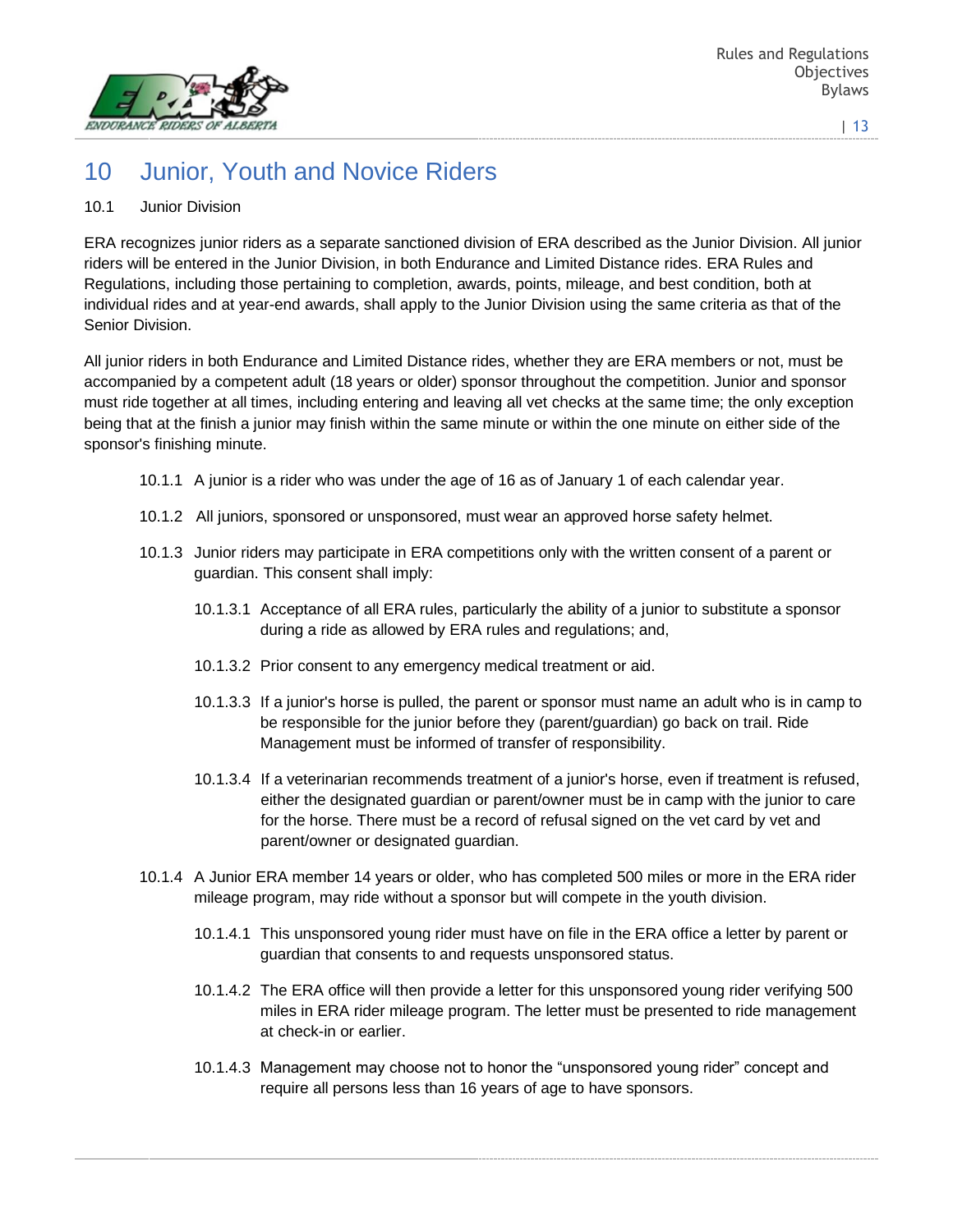# 10 Junior, Youth and Novice Riders

## 10.1 Junior Division

ERA recognizes junior riders as a separate sanctioned division of ERA described as the Junior Division. All junior riders will be entered in the Junior Division, in both Endurance and Limited Distance rides. ERA Rules and Regulations, including those pertaining to completion, awards, points, mileage, and best condition, both at individual rides and at year-end awards, shall apply to the Junior Division using the same criteria as that of the Senior Division.

All junior riders in both Endurance and Limited Distance rides, whether they are ERA members or not, must be accompanied by a competent adult (18 years or older) sponsor throughout the competition. Junior and sponsor must ride together at all times, including entering and leaving all vet checks at the same time; the only exception being that at the finish a junior may finish within the same minute or within the one minute on either side of the sponsor's finishing minute.

10.1.1 A junior is a rider who was under the age of 16 as of January 1 of each calendar year.

10.1.2 All juniors, sponsored or unsponsored, must wear an approved horse safety helmet.

10.1.3 Junior riders may participate in ERA competitions only with the written consent of a parent or guardian. This consent shall imply:

10.1.3.1 Acceptance of all ERA rules, particularly the ability of a junior to substitute a sponsor during a ride as allowed by ERA rules and regulations; and,

10.1.3.2 Prior consent to any emergency medical treatment or aid.

10.1.3.3 If a junior's horse is pulled, the parent or sponsor must name an adult who is in camp to be responsible for the junior before they (parent/guardian) go back on trail. Ride Management must be informed of transfer of responsibility.

10.1.3.4 If a veterinarian recommends treatment of a junior's horse, even if treatment is refused, either the designated guardian or parent/owner must be in camp with the junior to care for the horse. There must be a record of refusal signed on the vet card by vet and parent/owner or designated guardian.

10.1.4 A Junior ERA member 14 years or older, who has completed 500 miles or more in the ERA rider mileage program, may ride without a sponsor but will compete in the youth division.

10.1.4.1 This unsponsored young rider must have on file in the ERA office a letter by parent or guardian that consents to and requests unsponsored status.

10.1.4.2 The ERA office will then provide a letter for this unsponsored young rider verifying 500 miles in ERA rider mileage program. The letter must be presented to ride management at check-in or earlier.

10.1.4.3 Management may choose not to honor the "unsponsored young rider" concept and require all persons less than 16 years of age to have sponsors.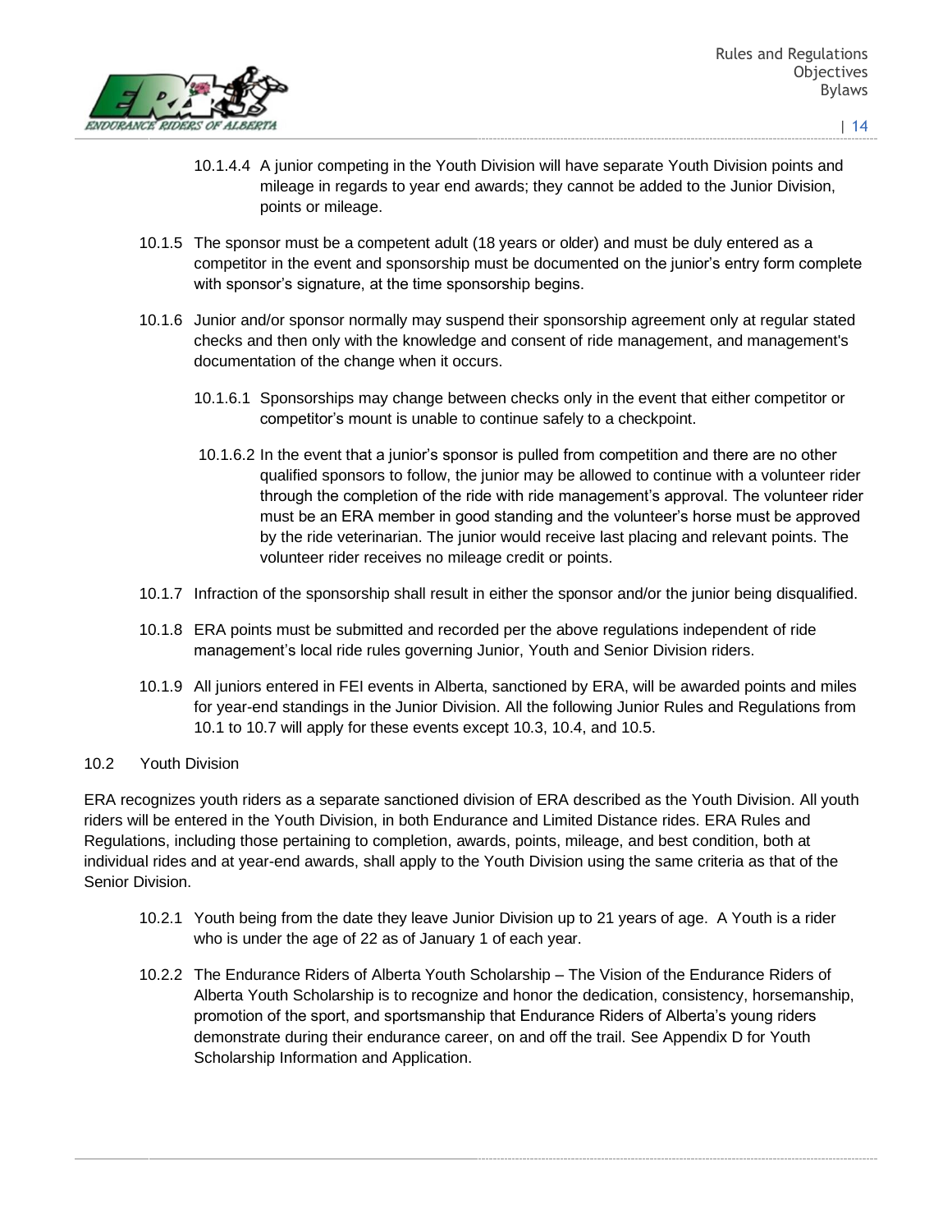10.1.4.4 A junior competing in the Youth Division will have separate Youth Division points and mileage in regards to year end awards; they cannot be added to the Junior Division, points or mileage.

10.1.5 The sponsor must be a competent adult (18 years or older) and must be duly entered as a competitor in the event and sponsorship must be documented on the junior's entry form complete with sponsor's signature, at the time sponsorship begins.

10.1.6 Junior and/or sponsor normally may suspend their sponsorship agreement only at regular stated checks and then only with the knowledge and consent of ride management, and management's documentation of the change when it occurs.

10.1.6.1 Sponsorships may change between checks only in the event that either competitor or competitor's mount is unable to continue safely to a checkpoint.

10.1.6.2 In the event that a junior's sponsor is pulled from competition and there are no other qualified sponsors to follow, the junior may be allowed to continue with a volunteer rider through the completion of the ride with ride management's approval. The volunteer rider must be an ERA member in good standing and the volunteer's horse must be approved by the ride veterinarian. The junior would receive last placing and relevant points. The volunteer rider receives no mileage credit or points.

10.1.7 Infraction of the sponsorship shall result in either the sponsor and/or the junior being disqualified.

10.1.8 ERA points must be submitted and recorded per the above regulations independent of ride management's local ride rules governing Junior, Youth and Senior Division riders.

10.1.9 All juniors entered in FEI events in Alberta, sanctioned by ERA, will be awarded points and miles for year-end standings in the Junior Division. All the following Junior Rules and Regulations from 10.1 to 10.7 will apply for these events except 10.3, 10.4, and 10.5.

10.2 Youth Division

ERA recognizes youth riders as a separate sanctioned division of ERA described as the Youth Division. All youth riders will be entered in the Youth Division, in both Endurance and Limited Distance rides. ERA Rules and Regulations, including those pertaining to completion, awards, points, mileage, and best condition, both at individual rides and at year-end awards, shall apply to the Youth Division using the same criteria as that of the Senior Division.

10.2.1 Youth being from the date they leave Junior Division up to 21 years of age. A Youth is a rider who is under the age of 22 as of January 1 of each year.

10.2.2 The Endurance Riders of Alberta Youth Scholarship – The Vision of the Endurance Riders of Alberta Youth Scholarship is to recognize and honor the dedication, consistency, horsemanship, promotion of the sport, and sportsmanship that Endurance Riders of Alberta's young riders demonstrate during their endurance career, on and off the trail. See Appendix D for Youth Scholarship Information and Application.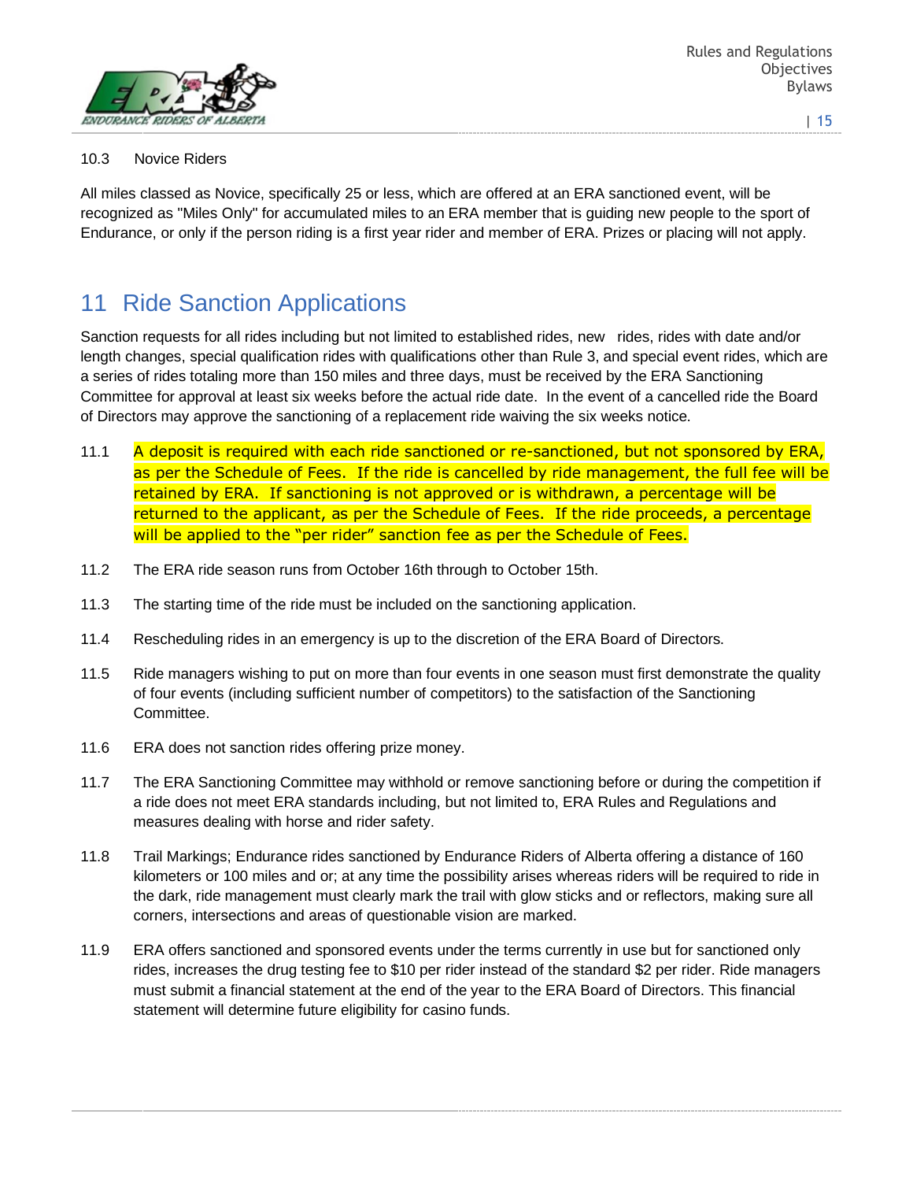10.3 Novice Riders

All miles classed as Novice, specifically 25 or less, which are offered at an ERA sanctioned event, will be recognized as "Miles Only" for accumulated miles to an ERA member that is guiding new people to the sport of Endurance, or only if the person riding is a first year rider and member of ERA. Prizes or placing will not apply.

# 11 Ride Sanction Applications

Sanction requests for all rides including but not limited to established rides, new rides, rides with date and/or length changes, special qualification rides with qualifications other than Rule 3, and special event rides, which are a series of rides totaling more than 150 miles and three days, must be received by the ERA Sanctioning Committee for approval at least six weeks before the actual ride date. In the event of a cancelled ride the Board of Directors may approve the sanctioning of a replacement ride waiving the six weeks notice.

11.1 A deposit is required with each ride sanctioned or re-sanctioned, but not sponsored by ERA, as per the Schedule of Fees. If the ride is cancelled by ride management, the full fee will be retained by ERA. If sanctioning is not approved or is withdrawn, a percentage will be returned to the applicant, as per the Schedule of Fees. If the ride proceeds, a percentage will be applied to the "per rider" sanction fee as per the Schedule of Fees.

11.2 The ERA ride season runs from October 16th through to October 15th.

11.3 The starting time of the ride must be included on the sanctioning application.

11.4 Rescheduling rides in an emergency is up to the discretion of the ERA Board of Directors.

11.5 Ride managers wishing to put on more than four events in one season must first demonstrate the quality of four events (including sufficient number of competitors) to the satisfaction of the Sanctioning Committee.

11.6 ERA does not sanction rides offering prize money.

11.7 The ERA Sanctioning Committee may withhold or remove sanctioning before or during the competition if a ride does not meet ERA standards including, but not limited to, ERA Rules and Regulations and measures dealing with horse and rider safety.

11.8 Trail Markings; Endurance rides sanctioned by Endurance Riders of Alberta offering a distance of 160 kilometers or 100 miles and or; at any time the possibility arises whereas riders will be required to ride in the dark, ride management must clearly mark the trail with glow sticks and or reflectors, making sure all corners, intersections and areas of questionable vision are marked.

11.9 ERA offers sanctioned and sponsored events under the terms currently in use but for sanctioned only rides, increases the drug testing fee to $10 per rider instead of the standard $2 per rider. Ride managers must submit a financial statement at the end of the year to the ERA Board of Directors. This financial statement will determine future eligibility for casino funds.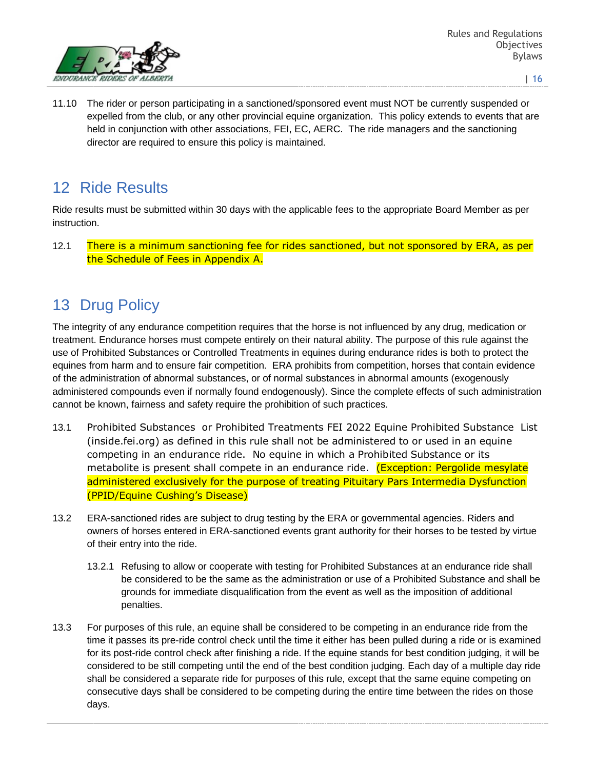11.10 The rider or person participating in a sanctioned/sponsored event must NOT be currently suspended or expelled from the club, or any other provincial equine organization. This policy extends to events that are held in conjunction with other associations, FEI, EC, AERC. The ride managers and the sanctioning director are required to ensure this policy is maintained.

## 12 Ride Results

Ride results must be submitted within 30 days with the applicable fees to the appropriate Board Member as per instruction.

12.1 There is a minimum sanctioning fee for rides sanctioned, but not sponsored by ERA, as per the Schedule of Fees in Appendix A.

## 13 Drug Policy

The integrity of any endurance competition requires that the horse is not influenced by any drug, medication or treatment. Endurance horses must compete entirely on their natural ability. The purpose of this rule against the use of Prohibited Substances or Controlled Treatments in equines during endurance rides is both to protect the equines from harm and to ensure fair competition. ERA prohibits from competition, horses that contain evidence of the administration of abnormal substances, or of normal substances in abnormal amounts (exogenously administered compounds even if normally found endogenously). Since the complete effects of such administration cannot be known, fairness and safety require the prohibition of such practices.

13.1 Prohibited Substances or Prohibited Treatments FEI 2022 Equine Prohibited Substance List (inside.fei.org) as defined in this rule shall not be administered to or used in an equine competing in an endurance ride. No equine in which a Prohibited Substance or its metabolite is present shall compete in an endurance ride. (Exception: Pergolide mesylate administered exclusively for the purpose of treating Pituitary Pars Intermedia Dysfunction (PPID/Equine Cushing's Disease)

13.2 ERA-sanctioned rides are subject to drug testing by the ERA or governmental agencies. Riders and owners of horses entered in ERA-sanctioned events grant authority for their horses to be tested by virtue of their entry into the ride.

13.2.1 Refusing to allow or cooperate with testing for Prohibited Substances at an endurance ride shall be considered to be the same as the administration or use of a Prohibited Substance and shall be grounds for immediate disqualification from the event as well as the imposition of additional penalties.

13.3 For purposes of this rule, an equine shall be considered to be competing in an endurance ride from the time it passes its pre-ride control check until the time it either has been pulled during a ride or is examined for its post-ride control check after finishing a ride. If the equine stands for best condition judging, it will be considered to be still competing until the end of the best condition judging. Each day of a multiple day ride shall be considered a separate ride for purposes of this rule, except that the same equine competing on consecutive days shall be considered to be competing during the entire time between the rides on those days.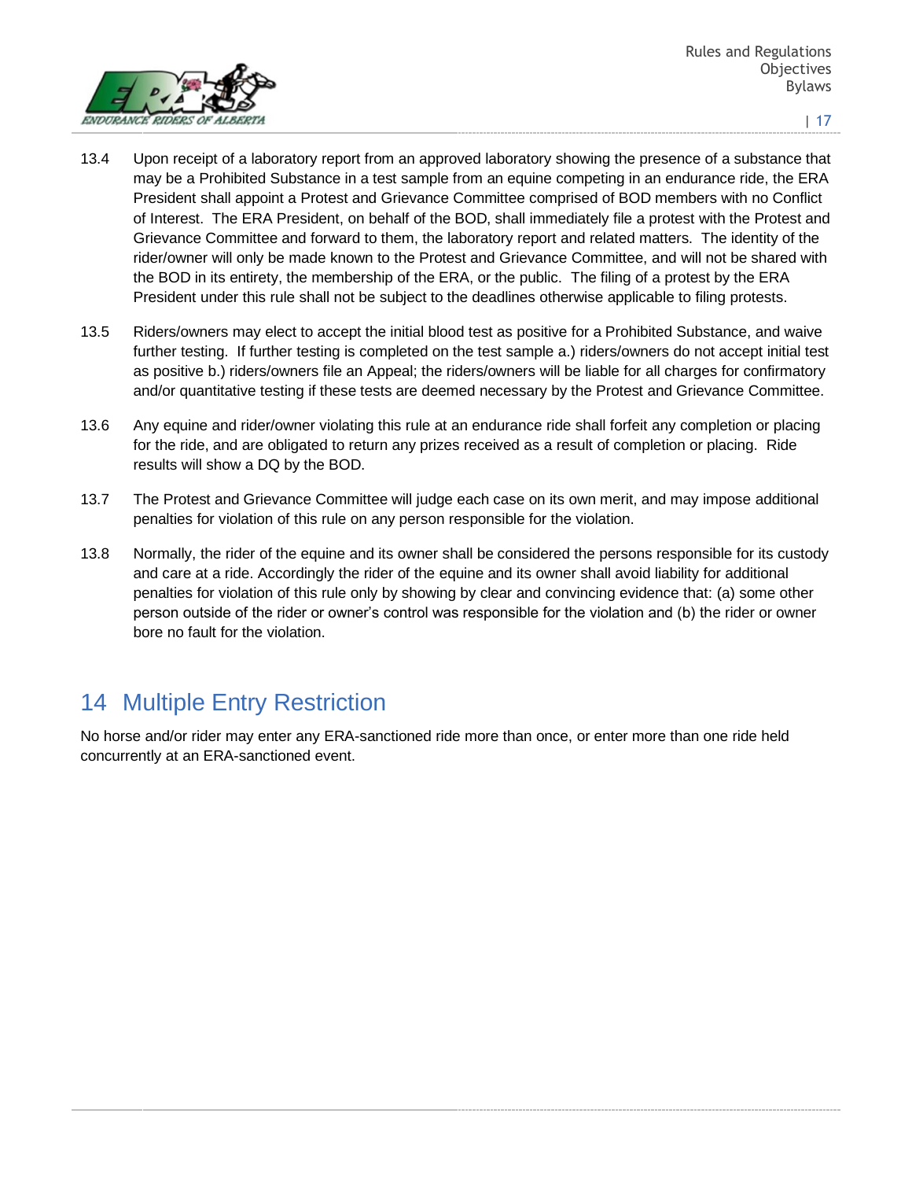13.4 Upon receipt of a laboratory report from an approved laboratory showing the presence of a substance that may be a Prohibited Substance in a test sample from an equine competing in an endurance ride, the ERA President shall appoint a Protest and Grievance Committee comprised of BOD members with no Conflict of Interest. The ERA President, on behalf of the BOD, shall immediately file a protest with the Protest and Grievance Committee and forward to them, the laboratory report and related matters. The identity of the rider/owner will only be made known to the Protest and Grievance Committee, and will not be shared with the BOD in its entirety, the membership of the ERA, or the public. The filing of a protest by the ERA President under this rule shall not be subject to the deadlines otherwise applicable to filing protests.

13.5 Riders/owners may elect to accept the initial blood test as positive for a Prohibited Substance, and waive further testing. If further testing is completed on the test sample a.) riders/owners do not accept initial test as positive b.) riders/owners file an Appeal; the riders/owners will be liable for all charges for confirmatory and/or quantitative testing if these tests are deemed necessary by the Protest and Grievance Committee.

13.6 Any equine and rider/owner violating this rule at an endurance ride shall forfeit any completion or placing for the ride, and are obligated to return any prizes received as a result of completion or placing. Ride results will show a DQ by the BOD.

13.7 The Protest and Grievance Committee will judge each case on its own merit, and may impose additional penalties for violation of this rule on any person responsible for the violation.

13.8 Normally, the rider of the equine and its owner shall be considered the persons responsible for its custody and care at a ride. Accordingly the rider of the equine and its owner shall avoid liability for additional penalties for violation of this rule only by showing by clear and convincing evidence that: (a) some other person outside of the rider or owner's control was responsible for the violation and (b) the rider or owner bore no fault for the violation.

# 14 Multiple Entry Restriction

No horse and/or rider may enter any ERA-sanctioned ride more than once, or enter more than one ride held concurrently at an ERA-sanctioned event.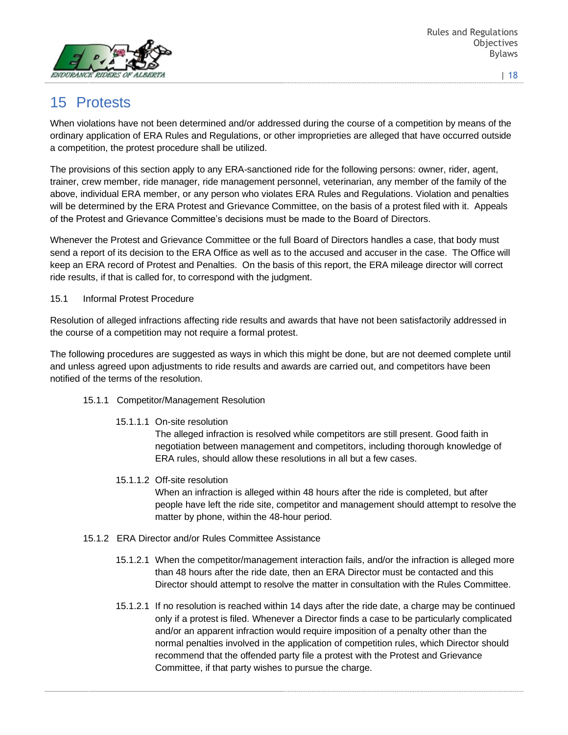# 15 Protests

When violations have not been determined and/or addressed during the course of a competition by means of the ordinary application of ERA Rules and Regulations, or other improprieties are alleged that have occurred outside a competition, the protest procedure shall be utilized.

The provisions of this section apply to any ERA-sanctioned ride for the following persons: owner, rider, agent, trainer, crew member, ride manager, ride management personnel, veterinarian, any member of the family of the above, individual ERA member, or any person who violates ERA Rules and Regulations. Violation and penalties will be determined by the ERA Protest and Grievance Committee, on the basis of a protest filed with it. Appeals of the Protest and Grievance Committee's decisions must be made to the Board of Directors.

Whenever the Protest and Grievance Committee or the full Board of Directors handles a case, that body must send a report of its decision to the ERA Office as well as to the accused and accuser in the case. The Office will keep an ERA record of Protest and Penalties. On the basis of this report, the ERA mileage director will correct ride results, if that is called for, to correspond with the judgment.

## 15.1 Informal Protest Procedure

Resolution of alleged infractions affecting ride results and awards that have not been satisfactorily addressed in the course of a competition may not require a formal protest.

The following procedures are suggested as ways in which this might be done, but are not deemed complete until and unless agreed upon adjustments to ride results and awards are carried out, and competitors have been notified of the terms of the resolution.

### 15.1.1 Competitor/Management Resolution

#### 15.1.1.1 On-site resolution

The alleged infraction is resolved while competitors are still present. Good faith in negotiation between management and competitors, including thorough knowledge of ERA rules, should allow these resolutions in all but a few cases.

#### 15.1.1.2 Off-site resolution

When an infraction is alleged within 48 hours after the ride is completed, but after people have left the ride site, competitor and management should attempt to resolve the matter by phone, within the 48-hour period.

### 15.1.2 ERA Director and/or Rules Committee Assistance

15.1.2.1 When the competitor/management interaction fails, and/or the infraction is alleged more than 48 hours after the ride date, then an ERA Director must be contacted and this Director should attempt to resolve the matter in consultation with the Rules Committee.

15.1.2.1 If no resolution is reached within 14 days after the ride date, a charge may be continued only if a protest is filed. Whenever a Director finds a case to be particularly complicated and/or an apparent infraction would require imposition of a penalty other than the normal penalties involved in the application of competition rules, which Director should recommend that the offended party file a protest with the Protest and Grievance Committee, if that party wishes to pursue the charge.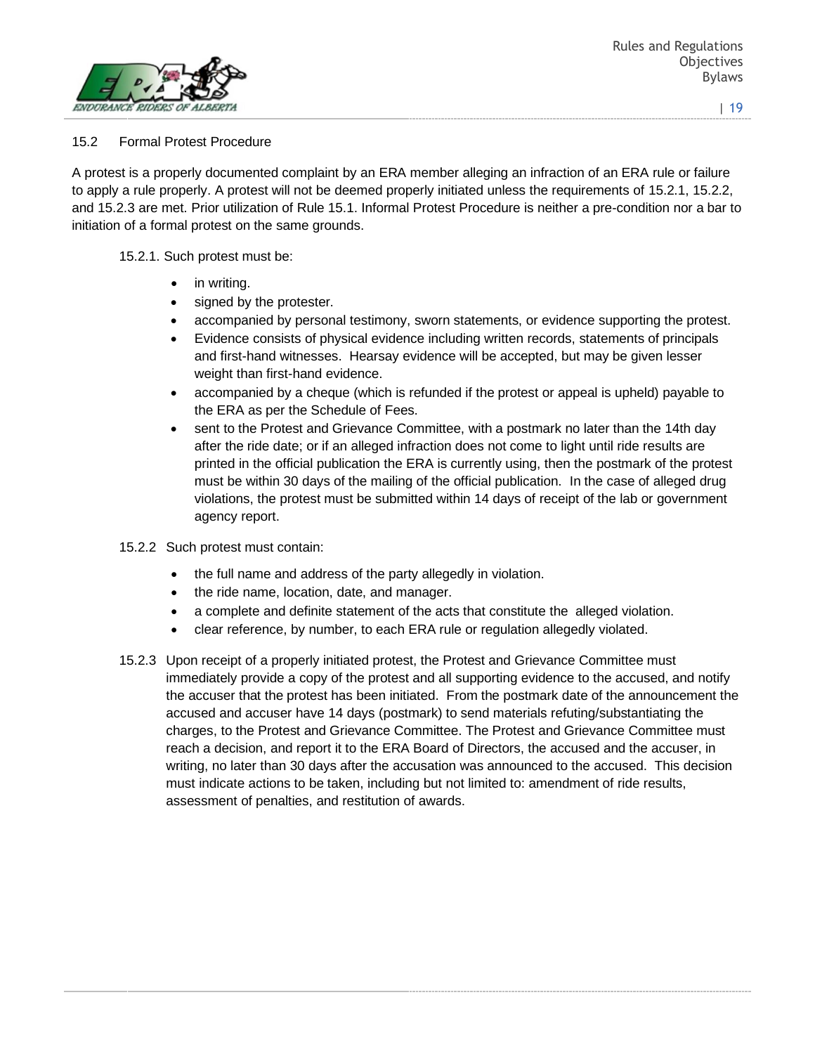## 15.2 Formal Protest Procedure

A protest is a properly documented complaint by an ERA member alleging an infraction of an ERA rule or failure to apply a rule properly. A protest will not be deemed properly initiated unless the requirements of 15.2.1, 15.2.2, and 15.2.3 are met. Prior utilization of Rule 15.1. Informal Protest Procedure is neither a pre-condition nor a bar to initiation of a formal protest on the same grounds.

15.2.1. Such protest must be:

- in writing.
- signed by the protester.
- accompanied by personal testimony, sworn statements, or evidence supporting the protest.
- Evidence consists of physical evidence including written records, statements of principals and first-hand witnesses. Hearsay evidence will be accepted, but may be given lesser weight than first-hand evidence.
- accompanied by a cheque (which is refunded if the protest or appeal is upheld) payable to the ERA as per the Schedule of Fees.
- sent to the Protest and Grievance Committee, with a postmark no later than the 14th day after the ride date; or if an alleged infraction does not come to light until ride results are printed in the official publication the ERA is currently using, then the postmark of the protest must be within 30 days of the mailing of the official publication. In the case of alleged drug violations, the protest must be submitted within 14 days of receipt of the lab or government agency report.

15.2.2 Such protest must contain:

- the full name and address of the party allegedly in violation.
- the ride name, location, date, and manager.
- a complete and definite statement of the acts that constitute the alleged violation.
- clear reference, by number, to each ERA rule or regulation allegedly violated.

15.2.3 Upon receipt of a properly initiated protest, the Protest and Grievance Committee must immediately provide a copy of the protest and all supporting evidence to the accused, and notify the accuser that the protest has been initiated. From the postmark date of the announcement the accused and accuser have 14 days (postmark) to send materials refuting/substantiating the charges, to the Protest and Grievance Committee. The Protest and Grievance Committee must reach a decision, and report it to the ERA Board of Directors, the accused and the accuser, in writing, no later than 30 days after the accusation was announced to the accused. This decision must indicate actions to be taken, including but not limited to: amendment of ride results, assessment of penalties, and restitution of awards.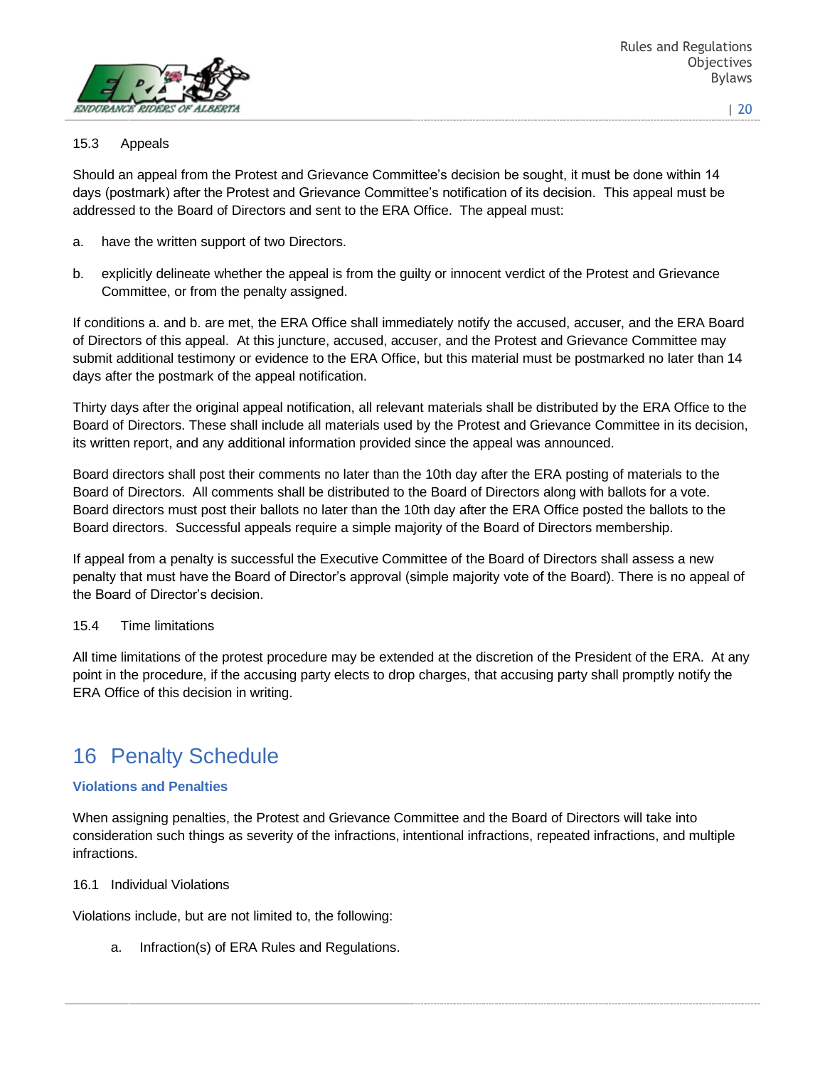### 15.3 Appeals

Should an appeal from the Protest and Grievance Committee's decision be sought, it must be done within 14 days (postmark) after the Protest and Grievance Committee's notification of its decision. This appeal must be addressed to the Board of Directors and sent to the ERA Office. The appeal must:

a. have the written support of two Directors.

b. explicitly delineate whether the appeal is from the guilty or innocent verdict of the Protest and Grievance Committee, or from the penalty assigned.

If conditions a. and b. are met, the ERA Office shall immediately notify the accused, accuser, and the ERA Board of Directors of this appeal. At this juncture, accused, accuser, and the Protest and Grievance Committee may submit additional testimony or evidence to the ERA Office, but this material must be postmarked no later than 14 days after the postmark of the appeal notification.

Thirty days after the original appeal notification, all relevant materials shall be distributed by the ERA Office to the Board of Directors. These shall include all materials used by the Protest and Grievance Committee in its decision, its written report, and any additional information provided since the appeal was announced.

Board directors shall post their comments no later than the 10th day after the ERA posting of materials to the Board of Directors. All comments shall be distributed to the Board of Directors along with ballots for a vote. Board directors must post their ballots no later than the 10th day after the ERA Office posted the ballots to the Board directors. Successful appeals require a simple majority of the Board of Directors membership.

If appeal from a penalty is successful the Executive Committee of the Board of Directors shall assess a new penalty that must have the Board of Director's approval (simple majority vote of the Board). There is no appeal of the Board of Director's decision.

### 15.4 Time limitations

All time limitations of the protest procedure may be extended at the discretion of the President of the ERA. At any point in the procedure, if the accusing party elects to drop charges, that accusing party shall promptly notify the ERA Office of this decision in writing.

# 16 Penalty Schedule

**Violations and Penalties**

When assigning penalties, the Protest and Grievance Committee and the Board of Directors will take into consideration such things as severity of the infractions, intentional infractions, repeated infractions, and multiple infractions.

### 16.1 Individual Violations

Violations include, but are not limited to, the following:

a. Infraction(s) of ERA Rules and Regulations.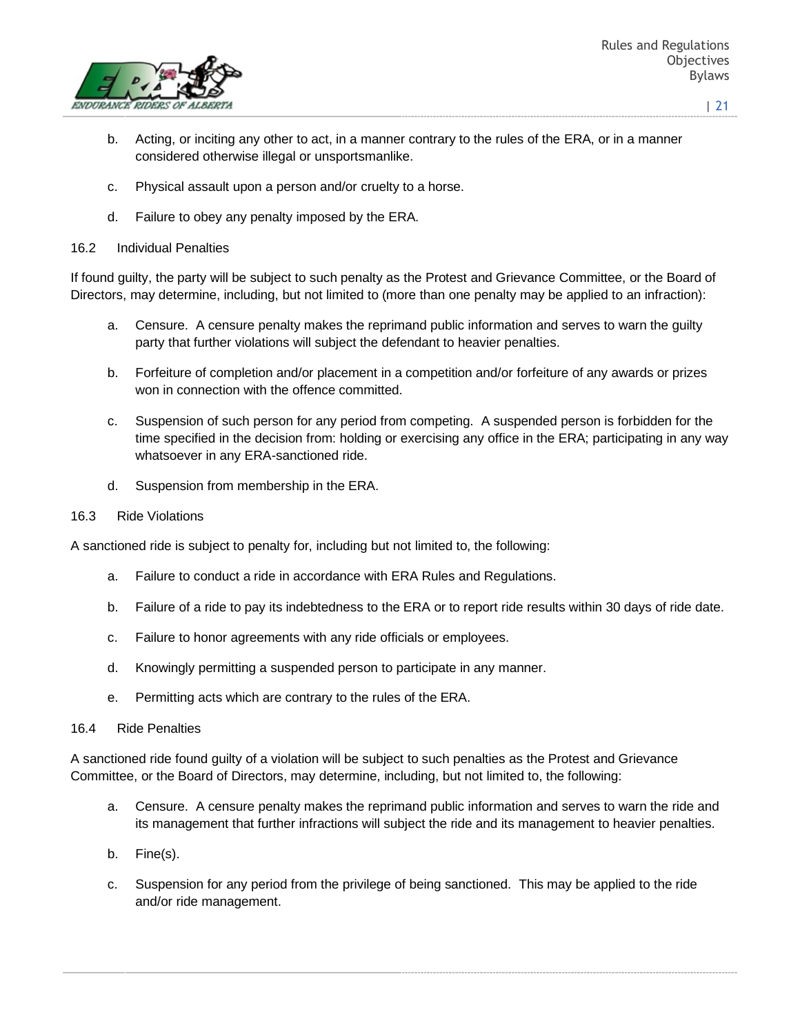b. Acting, or inciting any other to act, in a manner contrary to the rules of the ERA, or in a manner considered otherwise illegal or unsportsmanlike.

c. Physical assault upon a person and/or cruelty to a horse.

d. Failure to obey any penalty imposed by the ERA.

### 16.2 Individual Penalties

If found guilty, the party will be subject to such penalty as the Protest and Grievance Committee, or the Board of Directors, may determine, including, but not limited to (more than one penalty may be applied to an infraction):

a. Censure. A censure penalty makes the reprimand public information and serves to warn the guilty party that further violations will subject the defendant to heavier penalties.

b. Forfeiture of completion and/or placement in a competition and/or forfeiture of any awards or prizes won in connection with the offence committed.

c. Suspension of such person for any period from competing. A suspended person is forbidden for the time specified in the decision from: holding or exercising any office in the ERA; participating in any way whatsoever in any ERA-sanctioned ride.

d. Suspension from membership in the ERA.

### 16.3 Ride Violations

A sanctioned ride is subject to penalty for, including but not limited to, the following:

a. Failure to conduct a ride in accordance with ERA Rules and Regulations.

b. Failure of a ride to pay its indebtedness to the ERA or to report ride results within 30 days of ride date.

c. Failure to honor agreements with any ride officials or employees.

d. Knowingly permitting a suspended person to participate in any manner.

e. Permitting acts which are contrary to the rules of the ERA.

### 16.4 Ride Penalties

A sanctioned ride found guilty of a violation will be subject to such penalties as the Protest and Grievance Committee, or the Board of Directors, may determine, including, but not limited to, the following:

a. Censure. A censure penalty makes the reprimand public information and serves to warn the ride and its management that further infractions will subject the ride and its management to heavier penalties.

b. Fine(s).

c. Suspension for any period from the privilege of being sanctioned. This may be applied to the ride and/or ride management.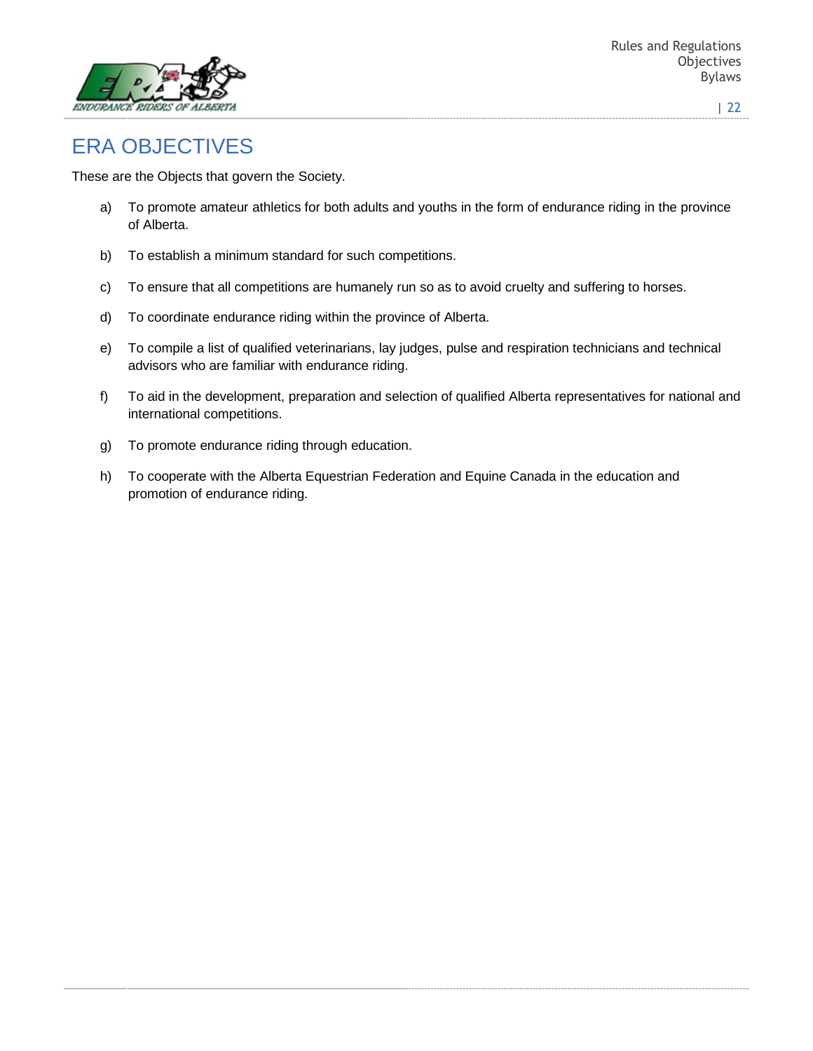# ERA OBJECTIVES

These are the Objects that govern the Society.

a) To promote amateur athletics for both adults and youths in the form of endurance riding in the province of Alberta.

b) To establish a minimum standard for such competitions.

c) To ensure that all competitions are humanely run so as to avoid cruelty and suffering to horses.

d) To coordinate endurance riding within the province of Alberta.

e) To compile a list of qualified veterinarians, lay judges, pulse and respiration technicians and technical advisors who are familiar with endurance riding.

f) To aid in the development, preparation and selection of qualified Alberta representatives for national and international competitions.

g) To promote endurance riding through education.

h) To cooperate with the Alberta Equestrian Federation and Equine Canada in the education and promotion of endurance riding.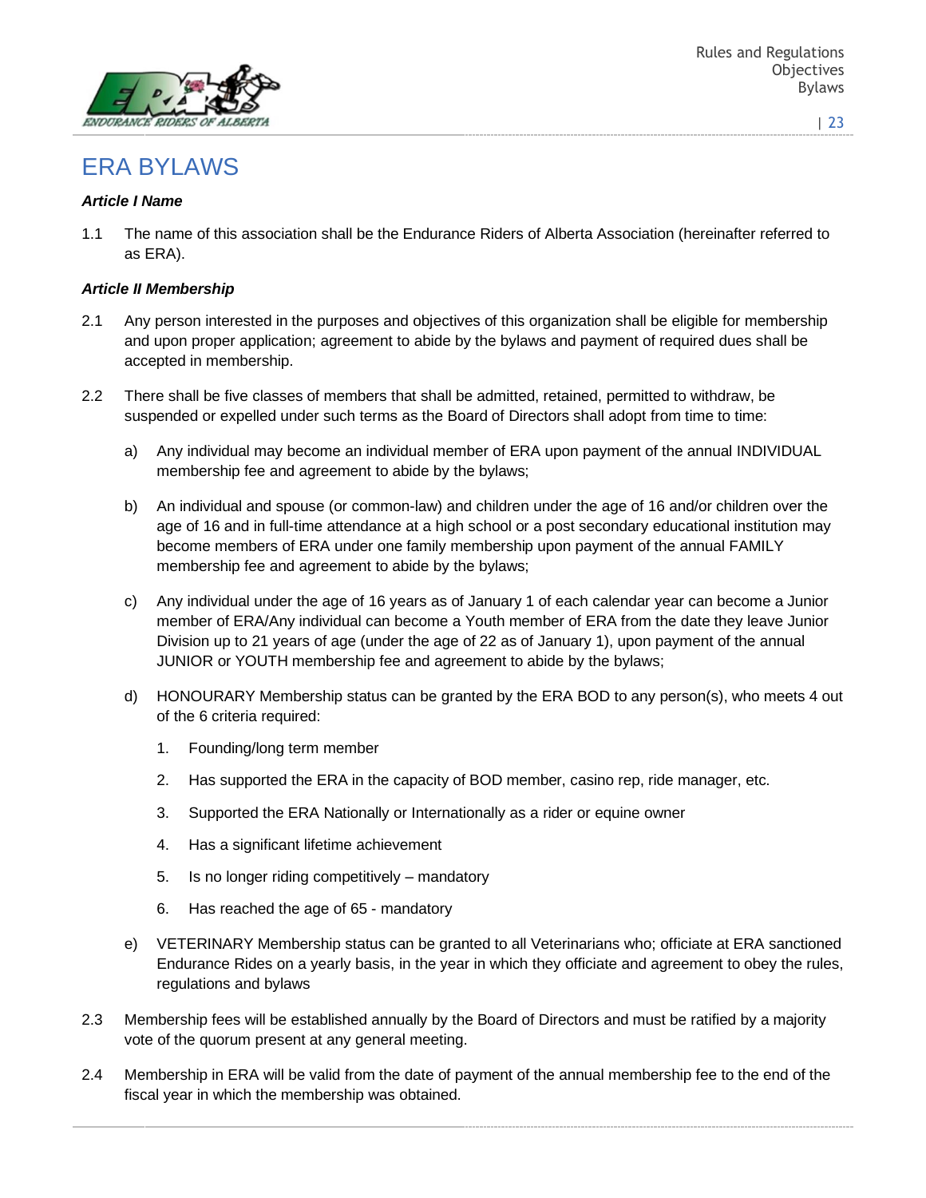# ERA BYLAWS

***Article I Name***

1.1 The name of this association shall be the Endurance Riders of Alberta Association (hereinafter referred to as ERA).

***Article II Membership***

2.1 Any person interested in the purposes and objectives of this organization shall be eligible for membership and upon proper application; agreement to abide by the bylaws and payment of required dues shall be accepted in membership.

2.2 There shall be five classes of members that shall be admitted, retained, permitted to withdraw, be suspended or expelled under such terms as the Board of Directors shall adopt from time to time:

a) Any individual may become an individual member of ERA upon payment of the annual INDIVIDUAL membership fee and agreement to abide by the bylaws;

b) An individual and spouse (or common-law) and children under the age of 16 and/or children over the age of 16 and in full-time attendance at a high school or a post secondary educational institution may become members of ERA under one family membership upon payment of the annual FAMILY membership fee and agreement to abide by the bylaws;

c) Any individual under the age of 16 years as of January 1 of each calendar year can become a Junior member of ERA/Any individual can become a Youth member of ERA from the date they leave Junior Division up to 21 years of age (under the age of 22 as of January 1), upon payment of the annual JUNIOR or YOUTH membership fee and agreement to abide by the bylaws;

d) HONOURARY Membership status can be granted by the ERA BOD to any person(s), who meets 4 out of the 6 criteria required:

   1. Founding/long term member
   2. Has supported the ERA in the capacity of BOD member, casino rep, ride manager, etc.
   3. Supported the ERA Nationally or Internationally as a rider or equine owner
   4. Has a significant lifetime achievement
   5. Is no longer riding competitively – mandatory
   6. Has reached the age of 65 - mandatory

e) VETERINARY Membership status can be granted to all Veterinarians who; officiate at ERA sanctioned Endurance Rides on a yearly basis, in the year in which they officiate and agreement to obey the rules, regulations and bylaws

2.3 Membership fees will be established annually by the Board of Directors and must be ratified by a majority vote of the quorum present at any general meeting.

2.4 Membership in ERA will be valid from the date of payment of the annual membership fee to the end of the fiscal year in which the membership was obtained.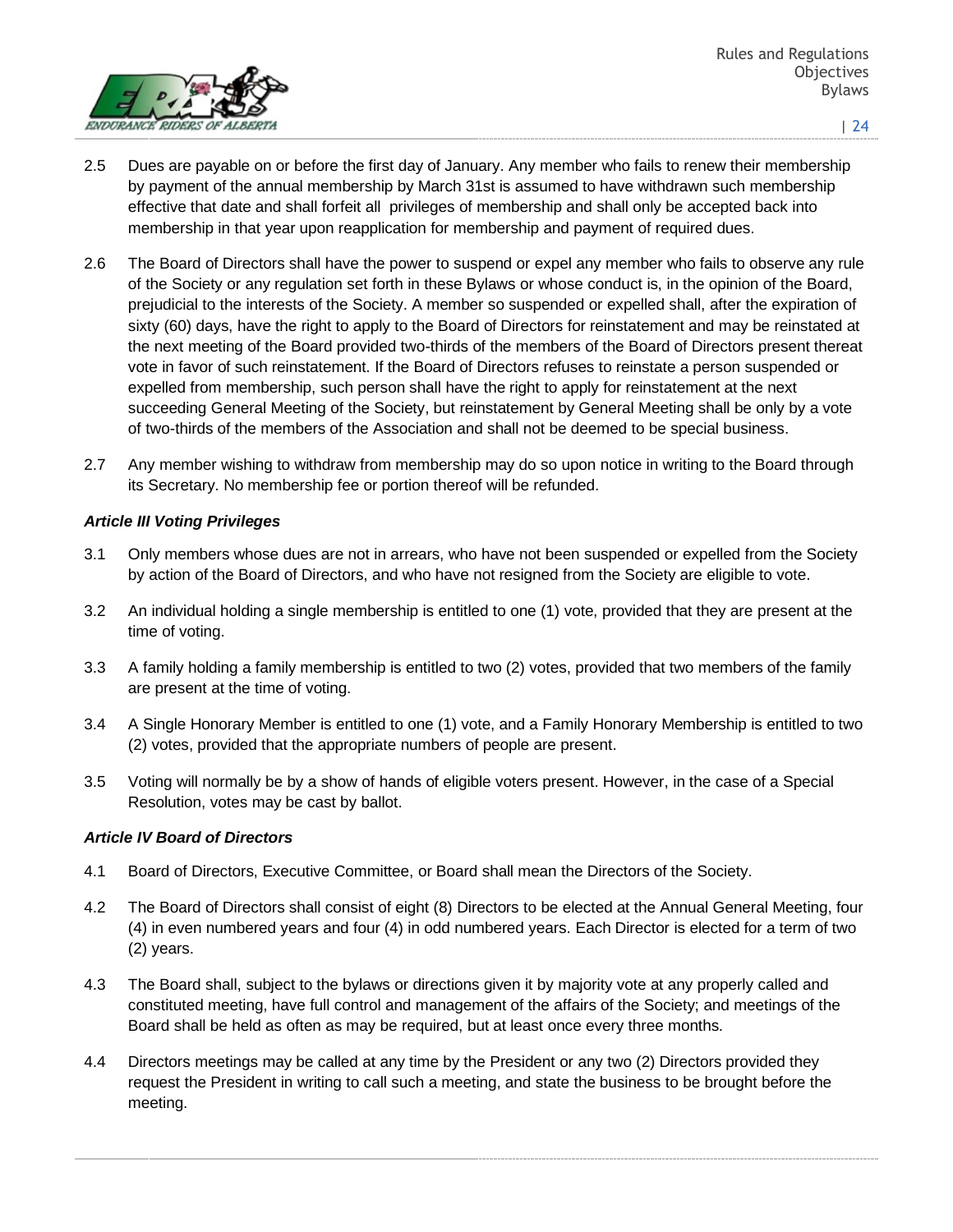2.5 Dues are payable on or before the first day of January. Any member who fails to renew their membership by payment of the annual membership by March 31st is assumed to have withdrawn such membership effective that date and shall forfeit all privileges of membership and shall only be accepted back into membership in that year upon reapplication for membership and payment of required dues.

2.6 The Board of Directors shall have the power to suspend or expel any member who fails to observe any rule of the Society or any regulation set forth in these Bylaws or whose conduct is, in the opinion of the Board, prejudicial to the interests of the Society. A member so suspended or expelled shall, after the expiration of sixty (60) days, have the right to apply to the Board of Directors for reinstatement and may be reinstated at the next meeting of the Board provided two-thirds of the members of the Board of Directors present thereat vote in favor of such reinstatement. If the Board of Directors refuses to reinstate a person suspended or expelled from membership, such person shall have the right to apply for reinstatement at the next succeeding General Meeting of the Society, but reinstatement by General Meeting shall be only by a vote of two-thirds of the members of the Association and shall not be deemed to be special business.

2.7 Any member wishing to withdraw from membership may do so upon notice in writing to the Board through its Secretary. No membership fee or portion thereof will be refunded.

***Article III Voting Privileges***

3.1 Only members whose dues are not in arrears, who have not been suspended or expelled from the Society by action of the Board of Directors, and who have not resigned from the Society are eligible to vote.

3.2 An individual holding a single membership is entitled to one (1) vote, provided that they are present at the time of voting.

3.3 A family holding a family membership is entitled to two (2) votes, provided that two members of the family are present at the time of voting.

3.4 A Single Honorary Member is entitled to one (1) vote, and a Family Honorary Membership is entitled to two (2) votes, provided that the appropriate numbers of people are present.

3.5 Voting will normally be by a show of hands of eligible voters present. However, in the case of a Special Resolution, votes may be cast by ballot.

***Article IV Board of Directors***

4.1 Board of Directors, Executive Committee, or Board shall mean the Directors of the Society.

4.2 The Board of Directors shall consist of eight (8) Directors to be elected at the Annual General Meeting, four (4) in even numbered years and four (4) in odd numbered years. Each Director is elected for a term of two (2) years.

4.3 The Board shall, subject to the bylaws or directions given it by majority vote at any properly called and constituted meeting, have full control and management of the affairs of the Society; and meetings of the Board shall be held as often as may be required, but at least once every three months.

4.4 Directors meetings may be called at any time by the President or any two (2) Directors provided they request the President in writing to call such a meeting, and state the business to be brought before the meeting.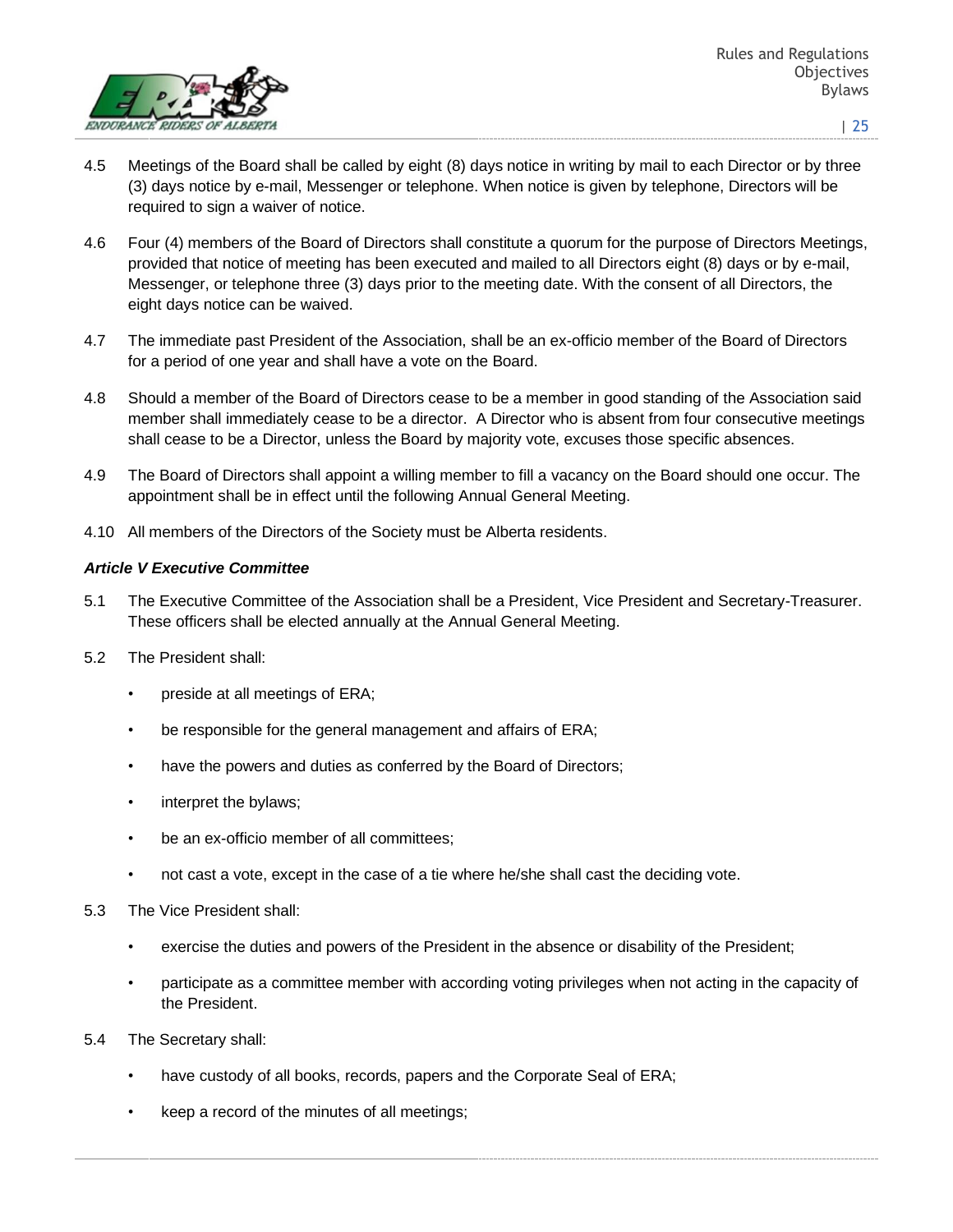4.5 Meetings of the Board shall be called by eight (8) days notice in writing by mail to each Director or by three (3) days notice by e-mail, Messenger or telephone. When notice is given by telephone, Directors will be required to sign a waiver of notice.

4.6 Four (4) members of the Board of Directors shall constitute a quorum for the purpose of Directors Meetings, provided that notice of meeting has been executed and mailed to all Directors eight (8) days or by e-mail, Messenger, or telephone three (3) days prior to the meeting date. With the consent of all Directors, the eight days notice can be waived.

4.7 The immediate past President of the Association, shall be an ex-officio member of the Board of Directors for a period of one year and shall have a vote on the Board.

4.8 Should a member of the Board of Directors cease to be a member in good standing of the Association said member shall immediately cease to be a director. A Director who is absent from four consecutive meetings shall cease to be a Director, unless the Board by majority vote, excuses those specific absences.

4.9 The Board of Directors shall appoint a willing member to fill a vacancy on the Board should one occur. The appointment shall be in effect until the following Annual General Meeting.

4.10 All members of the Directors of the Society must be Alberta residents.

### *Article V Executive Committee*

5.1 The Executive Committee of the Association shall be a President, Vice President and Secretary-Treasurer. These officers shall be elected annually at the Annual General Meeting.

5.2 The President shall:

- preside at all meetings of ERA;
- be responsible for the general management and affairs of ERA;
- have the powers and duties as conferred by the Board of Directors;
- interpret the bylaws;
- be an ex-officio member of all committees;
- not cast a vote, except in the case of a tie where he/she shall cast the deciding vote.

5.3 The Vice President shall:

- exercise the duties and powers of the President in the absence or disability of the President;
- participate as a committee member with according voting privileges when not acting in the capacity of the President.

5.4 The Secretary shall:

- have custody of all books, records, papers and the Corporate Seal of ERA;
- keep a record of the minutes of all meetings;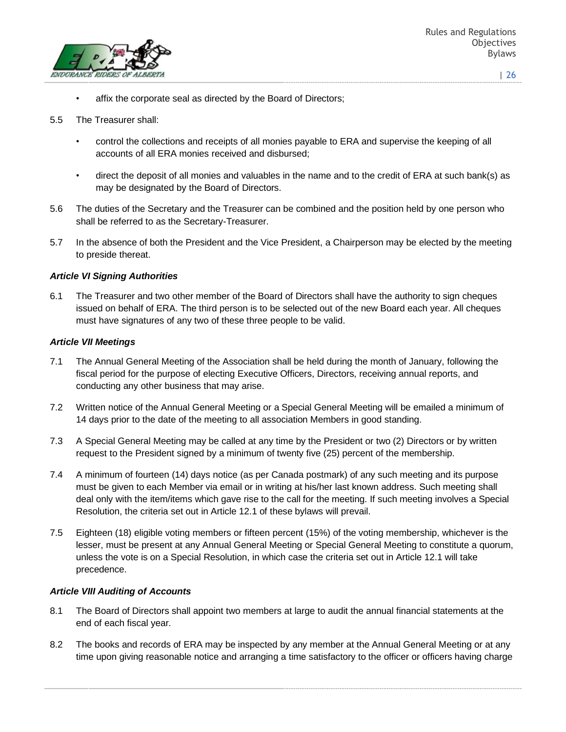- affix the corporate seal as directed by the Board of Directors;

5.5 The Treasurer shall:

- control the collections and receipts of all monies payable to ERA and supervise the keeping of all accounts of all ERA monies received and disbursed;
- direct the deposit of all monies and valuables in the name and to the credit of ERA at such bank(s) as may be designated by the Board of Directors.

5.6 The duties of the Secretary and the Treasurer can be combined and the position held by one person who shall be referred to as the Secretary-Treasurer.

5.7 In the absence of both the President and the Vice President, a Chairperson may be elected by the meeting to preside thereat.

***Article VI Signing Authorities***

6.1 The Treasurer and two other member of the Board of Directors shall have the authority to sign cheques issued on behalf of ERA. The third person is to be selected out of the new Board each year. All cheques must have signatures of any two of these three people to be valid.

***Article VII Meetings***

7.1 The Annual General Meeting of the Association shall be held during the month of January, following the fiscal period for the purpose of electing Executive Officers, Directors, receiving annual reports, and conducting any other business that may arise.

7.2 Written notice of the Annual General Meeting or a Special General Meeting will be emailed a minimum of 14 days prior to the date of the meeting to all association Members in good standing.

7.3 A Special General Meeting may be called at any time by the President or two (2) Directors or by written request to the President signed by a minimum of twenty five (25) percent of the membership.

7.4 A minimum of fourteen (14) days notice (as per Canada postmark) of any such meeting and its purpose must be given to each Member via email or in writing at his/her last known address. Such meeting shall deal only with the item/items which gave rise to the call for the meeting. If such meeting involves a Special Resolution, the criteria set out in Article 12.1 of these bylaws will prevail.

7.5 Eighteen (18) eligible voting members or fifteen percent (15%) of the voting membership, whichever is the lesser, must be present at any Annual General Meeting or Special General Meeting to constitute a quorum, unless the vote is on a Special Resolution, in which case the criteria set out in Article 12.1 will take precedence.

***Article VIII Auditing of Accounts***

8.1 The Board of Directors shall appoint two members at large to audit the annual financial statements at the end of each fiscal year.

8.2 The books and records of ERA may be inspected by any member at the Annual General Meeting or at any time upon giving reasonable notice and arranging a time satisfactory to the officer or officers having charge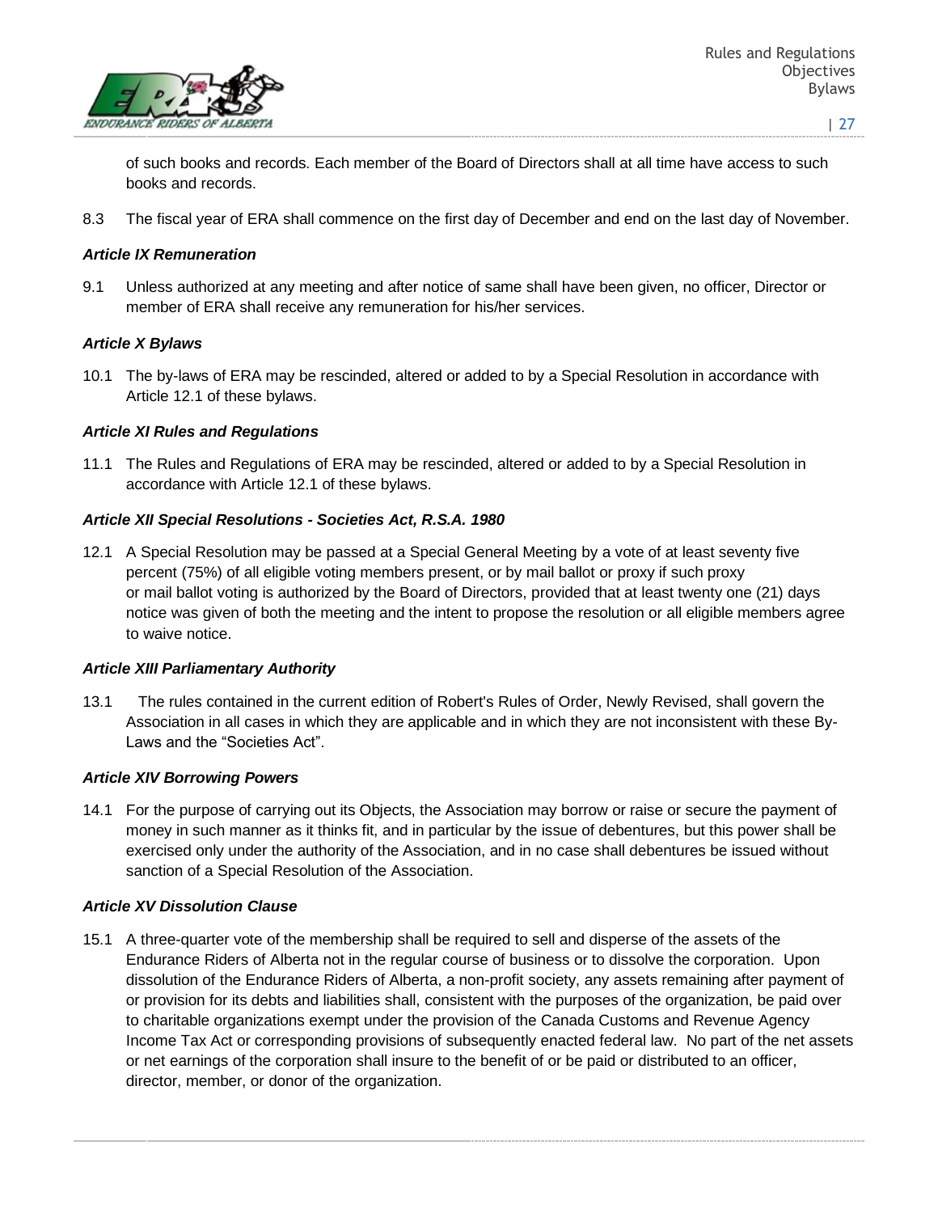of such books and records. Each member of the Board of Directors shall at all time have access to such books and records.

8.3 The fiscal year of ERA shall commence on the first day of December and end on the last day of November.

***Article IX Remuneration***

9.1 Unless authorized at any meeting and after notice of same shall have been given, no officer, Director or member of ERA shall receive any remuneration for his/her services.

***Article X Bylaws***

10.1 The by-laws of ERA may be rescinded, altered or added to by a Special Resolution in accordance with Article 12.1 of these bylaws.

***Article XI Rules and Regulations***

11.1 The Rules and Regulations of ERA may be rescinded, altered or added to by a Special Resolution in accordance with Article 12.1 of these bylaws.

***Article XII Special Resolutions - Societies Act, R.S.A. 1980***

12.1 A Special Resolution may be passed at a Special General Meeting by a vote of at least seventy five percent (75%) of all eligible voting members present, or by mail ballot or proxy if such proxy or mail ballot voting is authorized by the Board of Directors, provided that at least twenty one (21) days notice was given of both the meeting and the intent to propose the resolution or all eligible members agree to waive notice.

***Article XIII Parliamentary Authority***

13.1 The rules contained in the current edition of Robert's Rules of Order, Newly Revised, shall govern the Association in all cases in which they are applicable and in which they are not inconsistent with these By-Laws and the "Societies Act".

***Article XIV Borrowing Powers***

14.1 For the purpose of carrying out its Objects, the Association may borrow or raise or secure the payment of money in such manner as it thinks fit, and in particular by the issue of debentures, but this power shall be exercised only under the authority of the Association, and in no case shall debentures be issued without sanction of a Special Resolution of the Association.

***Article XV Dissolution Clause***

15.1 A three-quarter vote of the membership shall be required to sell and disperse of the assets of the Endurance Riders of Alberta not in the regular course of business or to dissolve the corporation. Upon dissolution of the Endurance Riders of Alberta, a non-profit society, any assets remaining after payment of or provision for its debts and liabilities shall, consistent with the purposes of the organization, be paid over to charitable organizations exempt under the provision of the Canada Customs and Revenue Agency Income Tax Act or corresponding provisions of subsequently enacted federal law. No part of the net assets or net earnings of the corporation shall insure to the benefit of or be paid or distributed to an officer, director, member, or donor of the organization.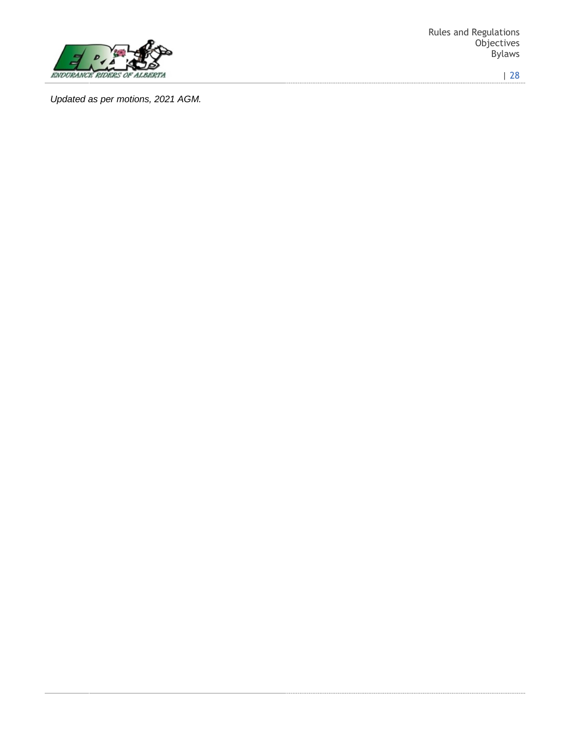*Updated as per motions, 2021 AGM.*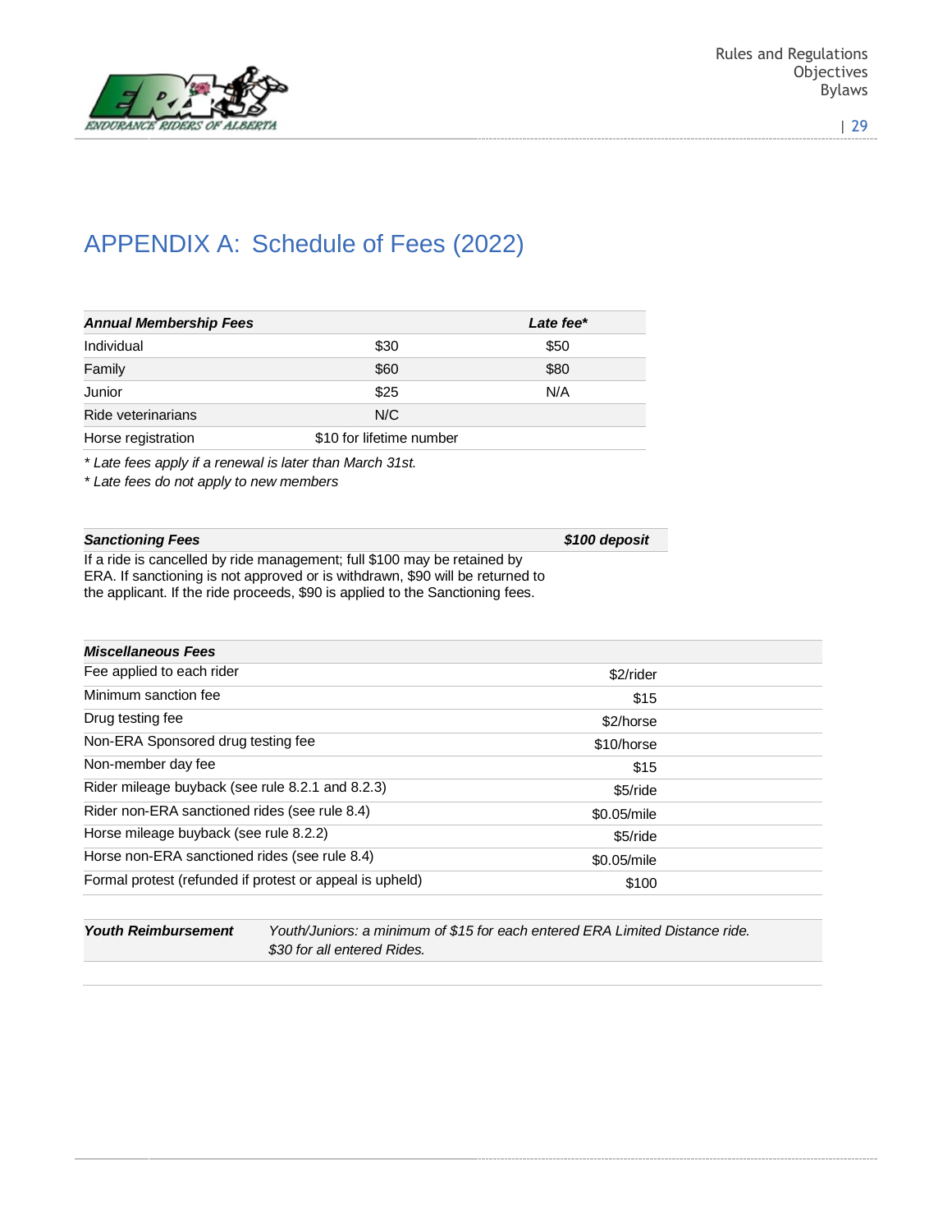# APPENDIX A: Schedule of Fees (2022)

| ***Annual Membership Fees*** | | ***Late fee**** |
|---|---|---|
| Individual | $30 | $50 |
| Family | $60 | $80 |
| Junior | $25 | N/A |
| Ride veterinarians | N/C | |
| Horse registration | $10 for lifetime number | |

*\* Late fees apply if a renewal is later than March 31st.*

*\* Late fees do not apply to new members*

| ***Sanctioning Fees*** | ***$100 deposit*** |
|---|---|
| If a ride is cancelled by ride management; full $100 may be retained by ERA. If sanctioning is not approved or is withdrawn, $90 will be returned to the applicant. If the ride proceeds, $90 is applied to the Sanctioning fees. | |

| ***Miscellaneous Fees*** | |
|---|---|
| Fee applied to each rider | $2/rider |
| Minimum sanction fee | $15 |
| Drug testing fee | $2/horse |
| Non-ERA Sponsored drug testing fee | $10/horse |
| Non-member day fee | $15 |
| Rider mileage buyback (see rule 8.2.1 and 8.2.3) | $5/ride |
| Rider non-ERA sanctioned rides (see rule 8.4) | $0.05/mile |
| Horse mileage buyback (see rule 8.2.2) | $5/ride |
| Horse non-ERA sanctioned rides (see rule 8.4) | $0.05/mile |
| Formal protest (refunded if protest or appeal is upheld) | $100 |

| ***Youth Reimbursement*** | *Youth/Juniors: a minimum of $15 for each entered ERA Limited Distance ride. $30 for all entered Rides.* |
|---|---|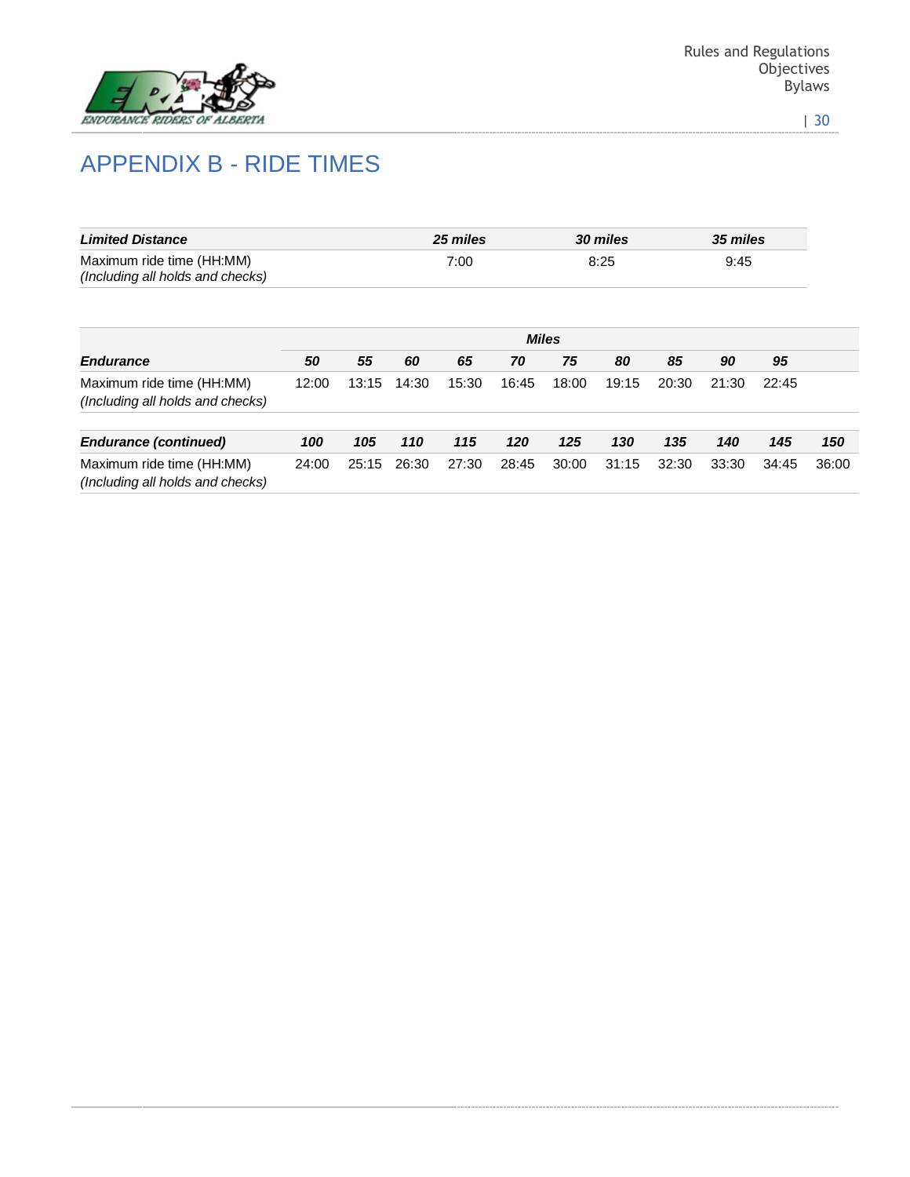# APPENDIX B - RIDE TIMES

| ***Limited Distance*** | ***25 miles*** | ***30 miles*** | ***35 miles*** |
|---|---|---|---|
| Maximum ride time (HH:MM)<br>*(Including all holds and checks)* | 7:00 | 8:25 | 9:45 |

| | ***Miles*** | | | | | | | | | |
|---|---|---|---|---|---|---|---|---|---|---|
| ***Endurance*** | ***50*** | ***55*** | ***60*** | ***65*** | ***70*** | ***75*** | ***80*** | ***85*** | ***90*** | ***95*** |
| Maximum ride time (HH:MM)<br>*(Including all holds and checks)* | 12:00 | 13:15 | 14:30 | 15:30 | 16:45 | 18:00 | 19:15 | 20:30 | 21:30 | 22:45 |

| ***Endurance (continued)*** | ***100*** | ***105*** | ***110*** | ***115*** | ***120*** | ***125*** | ***130*** | ***135*** | ***140*** | ***145*** | ***150*** |
|---|---|---|---|---|---|---|---|---|---|---|---|
| Maximum ride time (HH:MM)<br>*(Including all holds and checks)* | 24:00 | 25:15 | 26:30 | 27:30 | 28:45 | 30:00 | 31:15 | 32:30 | 33:30 | 34:45 | 36:00 |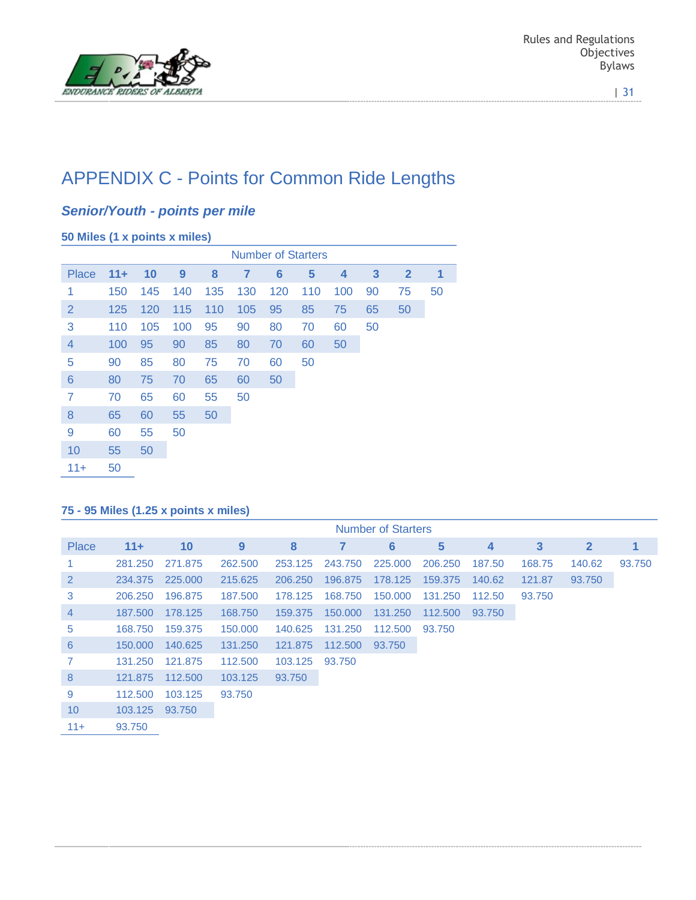# APPENDIX C - Points for Common Ride Lengths

## *Senior/Youth - points per mile*

### 50 Miles (1 x points x miles)

| | Number of Starters | | | | | | | | | | |
|---|---|---|---|---|---|---|---|---|---|---|---|
| **Place** | **11+** | **10** | **9** | **8** | **7** | **6** | **5** | **4** | **3** | **2** | **1** |
| 1 | 150 | 145 | 140 | 135 | 130 | 120 | 110 | 100 | 90 | 75 | 50 |
| 2 | 125 | 120 | 115 | 110 | 105 | 95 | 85 | 75 | 65 | 50 | |
| 3 | 110 | 105 | 100 | 95 | 90 | 80 | 70 | 60 | 50 | | |
| 4 | 100 | 95 | 90 | 85 | 80 | 70 | 60 | 50 | | | |
| 5 | 90 | 85 | 80 | 75 | 70 | 60 | 50 | | | | |
| 6 | 80 | 75 | 70 | 65 | 60 | 50 | | | | | |
| 7 | 70 | 65 | 60 | 55 | 50 | | | | | | |
| 8 | 65 | 60 | 55 | 50 | | | | | | | |
| 9 | 60 | 55 | 50 | | | | | | | | |
| 10 | 55 | 50 | | | | | | | | | |
| 11+ | 50 | | | | | | | | | | |

### 75 - 95 Miles (1.25 x points x miles)

| | Number of Starters | | | | | | | | | | |
|---|---|---|---|---|---|---|---|---|---|---|---|
| **Place** | **11+** | **10** | **9** | **8** | **7** | **6** | **5** | **4** | **3** | **2** | **1** |
| 1 | 281.250 | 271.875 | 262.500 | 253.125 | 243.750 | 225.000 | 206.250 | 187.50 | 168.75 | 140.62 | 93.750 |
| 2 | 234.375 | 225.000 | 215.625 | 206.250 | 196.875 | 178.125 | 159.375 | 140.62 | 121.87 | 93.750 | |
| 3 | 206.250 | 196.875 | 187.500 | 178.125 | 168.750 | 150.000 | 131.250 | 112.50 | 93.750 | | |
| 4 | 187.500 | 178.125 | 168.750 | 159.375 | 150.000 | 131.250 | 112.500 | 93.750 | | | |
| 5 | 168.750 | 159.375 | 150.000 | 140.625 | 131.250 | 112.500 | 93.750 | | | | |
| 6 | 150.000 | 140.625 | 131.250 | 121.875 | 112.500 | 93.750 | | | | | |
| 7 | 131.250 | 121.875 | 112.500 | 103.125 | 93.750 | | | | | | |
| 8 | 121.875 | 112.500 | 103.125 | 93.750 | | | | | | | |
| 9 | 112.500 | 103.125 | 93.750 | | | | | | | | |
| 10 | 103.125 | 93.750 | | | | | | | | | |
| 11+ | 93.750 | | | | | | | | | | |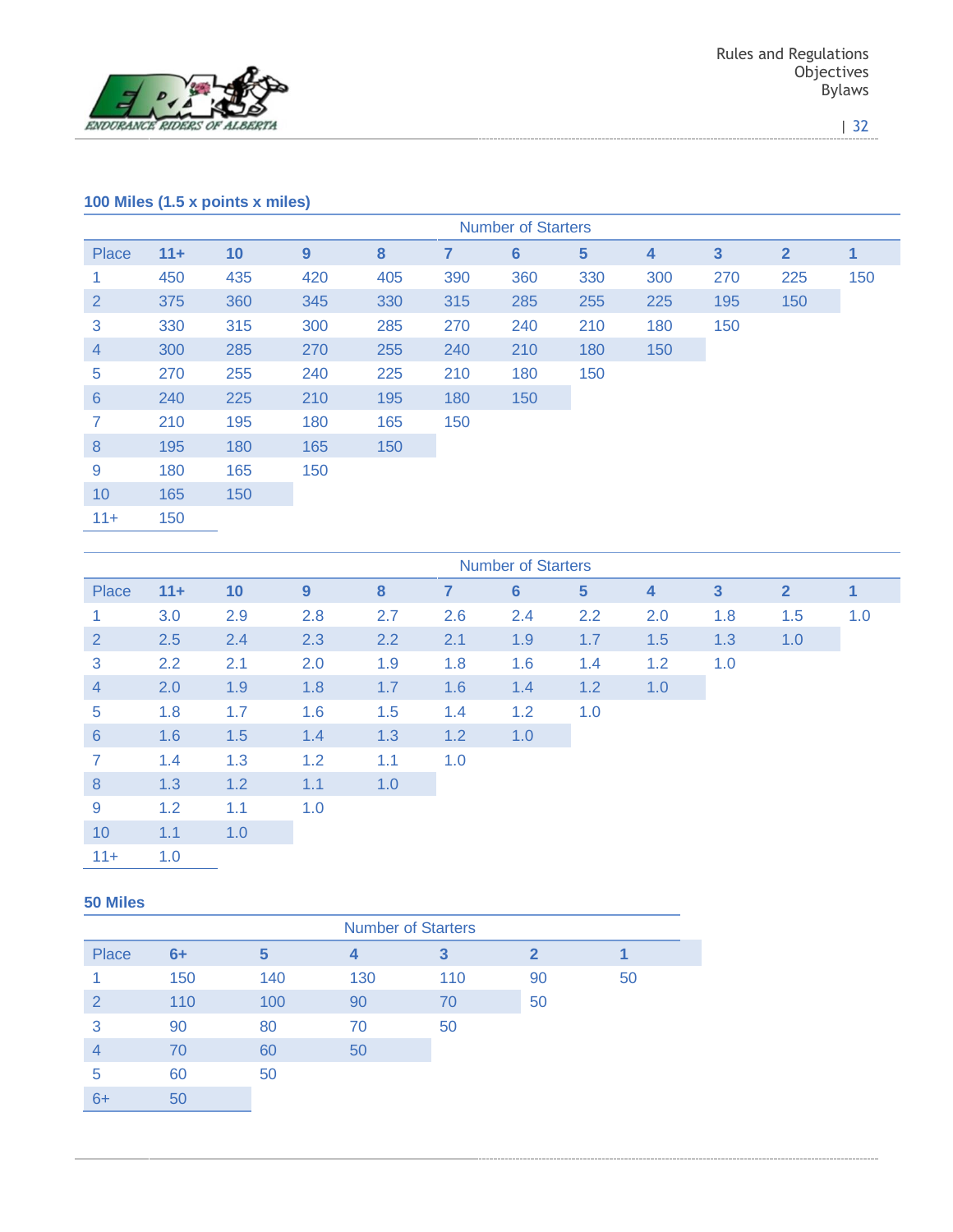### 100 Miles (1.5 x points x miles)

| | Number of Starters | | | | | | | | | | |
|---|---|---|---|---|---|---|---|---|---|---|---|
| Place | 11+ | 10 | 9 | 8 | 7 | 6 | 5 | 4 | 3 | 2 | 1 |
| 1 | 450 | 435 | 420 | 405 | 390 | 360 | 330 | 300 | 270 | 225 | 150 |
| 2 | 375 | 360 | 345 | 330 | 315 | 285 | 255 | 225 | 195 | 150 | |
| 3 | 330 | 315 | 300 | 285 | 270 | 240 | 210 | 180 | 150 | | |
| 4 | 300 | 285 | 270 | 255 | 240 | 210 | 180 | 150 | | | |
| 5 | 270 | 255 | 240 | 225 | 210 | 180 | 150 | | | | |
| 6 | 240 | 225 | 210 | 195 | 180 | 150 | | | | | |
| 7 | 210 | 195 | 180 | 165 | 150 | | | | | | |
| 8 | 195 | 180 | 165 | 150 | | | | | | | |
| 9 | 180 | 165 | 150 | | | | | | | | |
| 10 | 165 | 150 | | | | | | | | | |
| 11+ | 150 | | | | | | | | | | |

| | Number of Starters | | | | | | | | | | |
|---|---|---|---|---|---|---|---|---|---|---|---|
| Place | 11+ | 10 | 9 | 8 | 7 | 6 | 5 | 4 | 3 | 2 | 1 |
| 1 | 3.0 | 2.9 | 2.8 | 2.7 | 2.6 | 2.4 | 2.2 | 2.0 | 1.8 | 1.5 | 1.0 |
| 2 | 2.5 | 2.4 | 2.3 | 2.2 | 2.1 | 1.9 | 1.7 | 1.5 | 1.3 | 1.0 | |
| 3 | 2.2 | 2.1 | 2.0 | 1.9 | 1.8 | 1.6 | 1.4 | 1.2 | 1.0 | | |
| 4 | 2.0 | 1.9 | 1.8 | 1.7 | 1.6 | 1.4 | 1.2 | 1.0 | | | |
| 5 | 1.8 | 1.7 | 1.6 | 1.5 | 1.4 | 1.2 | 1.0 | | | | |
| 6 | 1.6 | 1.5 | 1.4 | 1.3 | 1.2 | 1.0 | | | | | |
| 7 | 1.4 | 1.3 | 1.2 | 1.1 | 1.0 | | | | | | |
| 8 | 1.3 | 1.2 | 1.1 | 1.0 | | | | | | | |
| 9 | 1.2 | 1.1 | 1.0 | | | | | | | | |
| 10 | 1.1 | 1.0 | | | | | | | | | |
| 11+ | 1.0 | | | | | | | | | | |

### 50 Miles

| | Number of Starters | | | | | |
|---|---|---|---|---|---|---|
| Place | 6+ | 5 | 4 | 3 | 2 | 1 |
| 1 | 150 | 140 | 130 | 110 | 90 | 50 |
| 2 | 110 | 100 | 90 | 70 | 50 | |
| 3 | 90 | 80 | 70 | 50 | | |
| 4 | 70 | 60 | 50 | | | |
| 5 | 60 | 50 | | | | |
| 6+ | 50 | | | | | |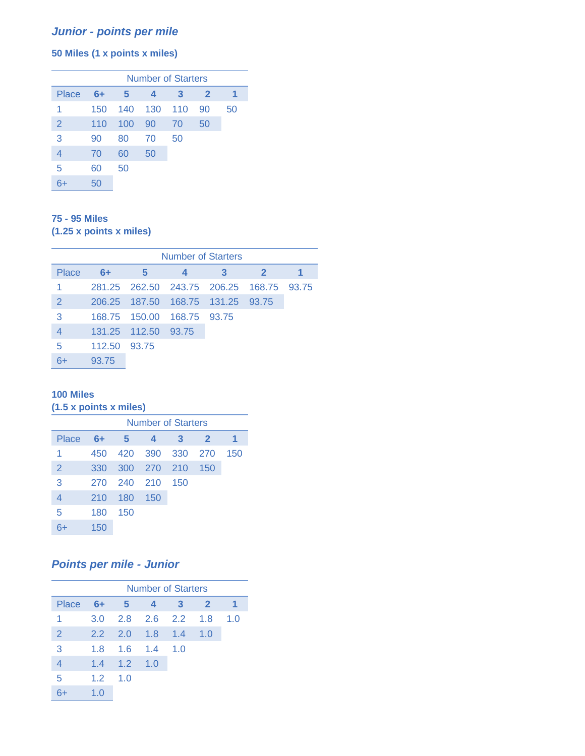## *Junior - points per mile*

### 50 Miles (1 x points x miles)

| | Number of Starters | | | | | |
|---|---|---|---|---|---|---|
| Place | 6+ | 5 | 4 | 3 | 2 | 1 |
| 1 | 150 | 140 | 130 | 110 | 90 | 50 |
| 2 | 110 | 100 | 90 | 70 | 50 | |
| 3 | 90 | 80 | 70 | 50 | | |
| 4 | 70 | 60 | 50 | | | |
| 5 | 60 | 50 | | | | |
| 6+ | 50 | | | | | |

### 75 - 95 Miles (1.25 x points x miles)

| | Number of Starters | | | | | |
|---|---|---|---|---|---|---|
| Place | 6+ | 5 | 4 | 3 | 2 | 1 |
| 1 | 281.25 | 262.50 | 243.75 | 206.25 | 168.75 | 93.75 |
| 2 | 206.25 | 187.50 | 168.75 | 131.25 | 93.75 | |
| 3 | 168.75 | 150.00 | 168.75 | 93.75 | | |
| 4 | 131.25 | 112.50 | 93.75 | | | |
| 5 | 112.50 | 93.75 | | | | |
| 6+ | 93.75 | | | | | |

### 100 Miles (1.5 x points x miles)

| | Number of Starters | | | | | |
|---|---|---|---|---|---|---|
| Place | 6+ | 5 | 4 | 3 | 2 | 1 |
| 1 | 450 | 420 | 390 | 330 | 270 | 150 |
| 2 | 330 | 300 | 270 | 210 | 150 | |
| 3 | 270 | 240 | 210 | 150 | | |
| 4 | 210 | 180 | 150 | | | |
| 5 | 180 | 150 | | | | |
| 6+ | 150 | | | | | |

## *Points per mile - Junior*

| | Number of Starters | | | | | |
|---|---|---|---|---|---|---|
| Place | 6+ | 5 | 4 | 3 | 2 | 1 |
| 1 | 3.0 | 2.8 | 2.6 | 2.2 | 1.8 | 1.0 |
| 2 | 2.2 | 2.0 | 1.8 | 1.4 | 1.0 | |
| 3 | 1.8 | 1.6 | 1.4 | 1.0 | | |
| 4 | 1.4 | 1.2 | 1.0 | | | |
| 5 | 1.2 | 1.0 | | | | |
| 6+ | 1.0 | | | | | |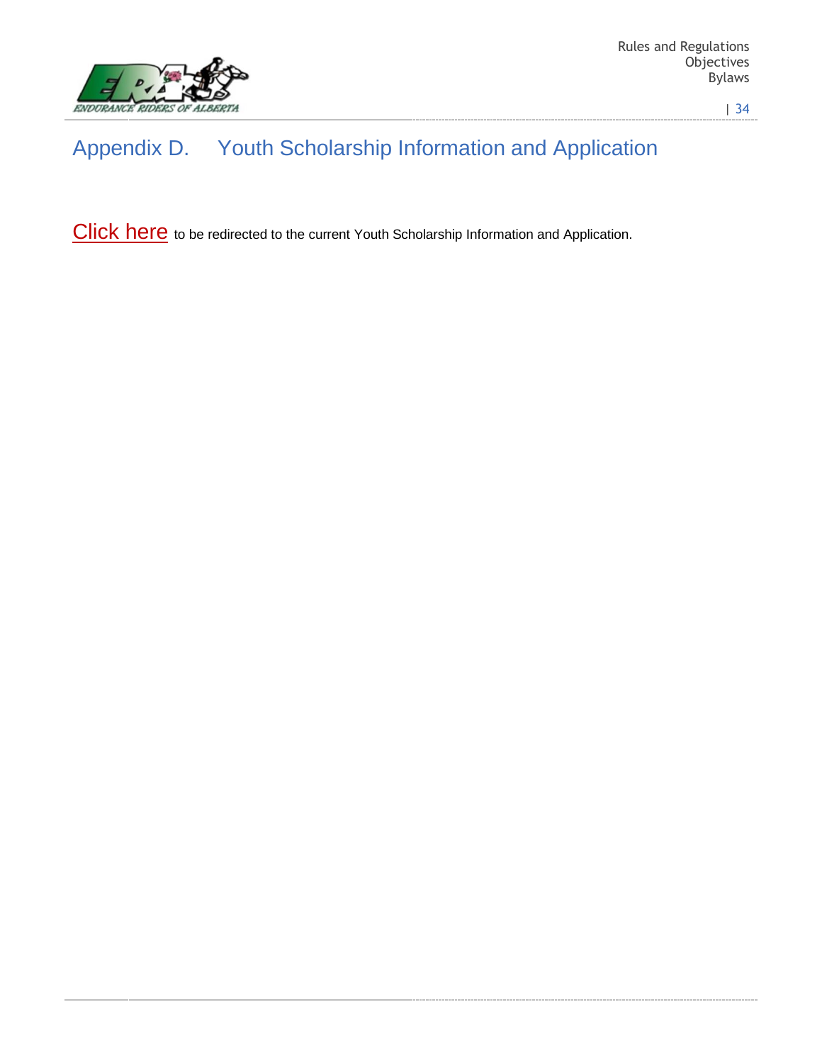# Appendix D. Youth Scholarship Information and Application

Click here to be redirected to the current Youth Scholarship Information and Application.